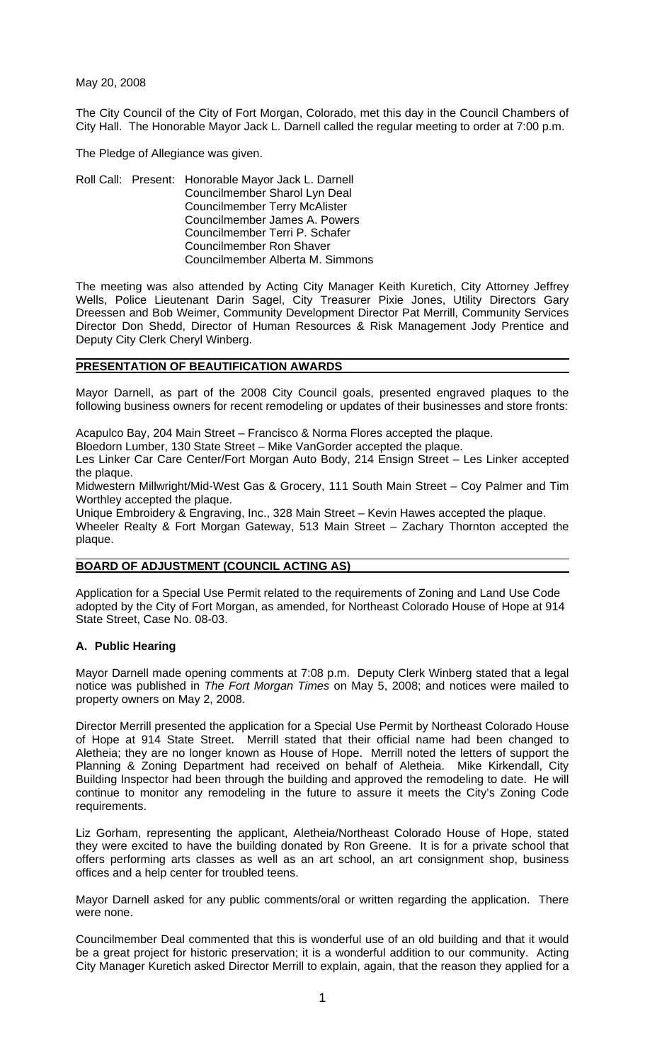May 20, 2008

The City Council of the City of Fort Morgan, Colorado, met this day in the Council Chambers of City Hall. The Honorable Mayor Jack L. Darnell called the regular meeting to order at 7:00 p.m.

The Pledge of Allegiance was given.

Roll Call: Present: Honorable Mayor Jack L. Darnell
Councilmember Sharol Lyn Deal
Councilmember Terry McAlister
Councilmember James A. Powers
Councilmember Terri P. Schafer
Councilmember Ron Shaver
Councilmember Alberta M. Simmons

The meeting was also attended by Acting City Manager Keith Kuretich, City Attorney Jeffrey Wells, Police Lieutenant Darin Sagel, City Treasurer Pixie Jones, Utility Directors Gary Dreessen and Bob Weimer, Community Development Director Pat Merrill, Community Services Director Don Shedd, Director of Human Resources & Risk Management Jody Prentice and Deputy City Clerk Cheryl Winberg.

## PRESENTATION OF BEAUTIFICATION AWARDS

Mayor Darnell, as part of the 2008 City Council goals, presented engraved plaques to the following business owners for recent remodeling or updates of their businesses and store fronts:

Acapulco Bay, 204 Main Street – Francisco & Norma Flores accepted the plaque.

Bloedorn Lumber, 130 State Street – Mike VanGorder accepted the plaque.

Les Linker Car Care Center/Fort Morgan Auto Body, 214 Ensign Street – Les Linker accepted the plaque.

Midwestern Millwright/Mid-West Gas & Grocery, 111 South Main Street – Coy Palmer and Tim Worthley accepted the plaque.

Unique Embroidery & Engraving, Inc., 328 Main Street – Kevin Hawes accepted the plaque.

Wheeler Realty & Fort Morgan Gateway, 513 Main Street – Zachary Thornton accepted the plaque.

## BOARD OF ADJUSTMENT (COUNCIL ACTING AS)

Application for a Special Use Permit related to the requirements of Zoning and Land Use Code adopted by the City of Fort Morgan, as amended, for Northeast Colorado House of Hope at 914 State Street, Case No. 08-03.

### A. Public Hearing

Mayor Darnell made opening comments at 7:08 p.m. Deputy Clerk Winberg stated that a legal notice was published in *The Fort Morgan Times* on May 5, 2008; and notices were mailed to property owners on May 2, 2008.

Director Merrill presented the application for a Special Use Permit by Northeast Colorado House of Hope at 914 State Street. Merrill stated that their official name had been changed to Aletheia; they are no longer known as House of Hope. Merrill noted the letters of support the Planning & Zoning Department had received on behalf of Aletheia. Mike Kirkendall, City Building Inspector had been through the building and approved the remodeling to date. He will continue to monitor any remodeling in the future to assure it meets the City's Zoning Code requirements.

Liz Gorham, representing the applicant, Aletheia/Northeast Colorado House of Hope, stated they were excited to have the building donated by Ron Greene. It is for a private school that offers performing arts classes as well as an art school, an art consignment shop, business offices and a help center for troubled teens.

Mayor Darnell asked for any public comments/oral or written regarding the application. There were none.

Councilmember Deal commented that this is wonderful use of an old building and that it would be a great project for historic preservation; it is a wonderful addition to our community. Acting City Manager Kuretich asked Director Merrill to explain, again, that the reason they applied for a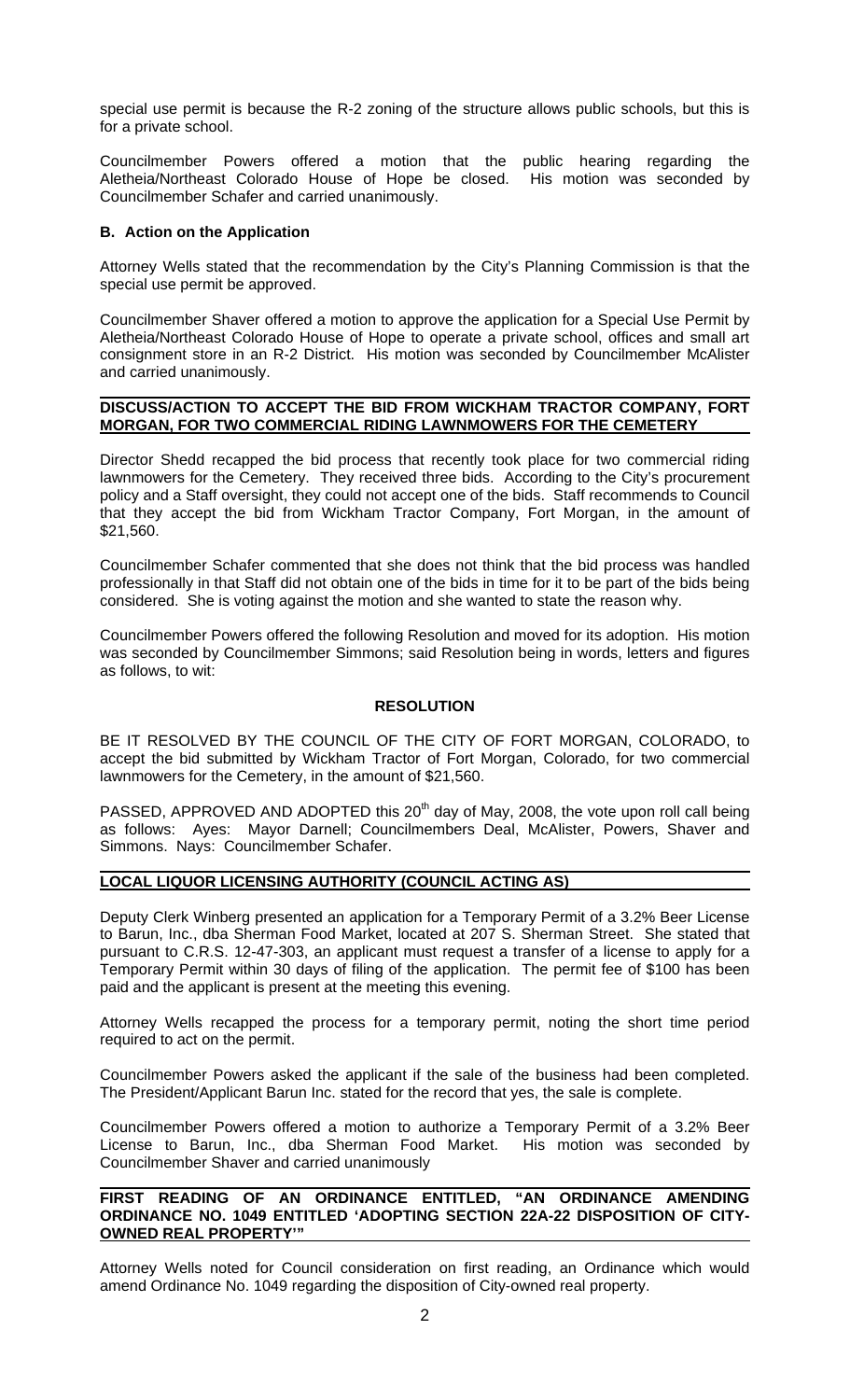special use permit is because the R-2 zoning of the structure allows public schools, but this is for a private school.

Councilmember Powers offered a motion that the public hearing regarding the Aletheia/Northeast Colorado House of Hope be closed. His motion was seconded by Councilmember Schafer and carried unanimously.

**B. Action on the Application**

Attorney Wells stated that the recommendation by the City's Planning Commission is that the special use permit be approved.

Councilmember Shaver offered a motion to approve the application for a Special Use Permit by Aletheia/Northeast Colorado House of Hope to operate a private school, offices and small art consignment store in an R-2 District. His motion was seconded by Councilmember McAlister and carried unanimously.

**DISCUSS/ACTION TO ACCEPT THE BID FROM WICKHAM TRACTOR COMPANY, FORT MORGAN, FOR TWO COMMERCIAL RIDING LAWNMOWERS FOR THE CEMETERY**

Director Shedd recapped the bid process that recently took place for two commercial riding lawnmowers for the Cemetery. They received three bids. According to the City's procurement policy and a Staff oversight, they could not accept one of the bids. Staff recommends to Council that they accept the bid from Wickham Tractor Company, Fort Morgan, in the amount of $21,560.

Councilmember Schafer commented that she does not think that the bid process was handled professionally in that Staff did not obtain one of the bids in time for it to be part of the bids being considered. She is voting against the motion and she wanted to state the reason why.

Councilmember Powers offered the following Resolution and moved for its adoption. His motion was seconded by Councilmember Simmons; said Resolution being in words, letters and figures as follows, to wit:

**RESOLUTION**

BE IT RESOLVED BY THE COUNCIL OF THE CITY OF FORT MORGAN, COLORADO, to accept the bid submitted by Wickham Tractor of Fort Morgan, Colorado, for two commercial lawnmowers for the Cemetery, in the amount of $21,560.

PASSED, APPROVED AND ADOPTED this 20th day of May, 2008, the vote upon roll call being as follows: Ayes: Mayor Darnell; Councilmembers Deal, McAlister, Powers, Shaver and Simmons. Nays: Councilmember Schafer.

**LOCAL LIQUOR LICENSING AUTHORITY (COUNCIL ACTING AS)**

Deputy Clerk Winberg presented an application for a Temporary Permit of a 3.2% Beer License to Barun, Inc., dba Sherman Food Market, located at 207 S. Sherman Street. She stated that pursuant to C.R.S. 12-47-303, an applicant must request a transfer of a license to apply for a Temporary Permit within 30 days of filing of the application. The permit fee of $100 has been paid and the applicant is present at the meeting this evening.

Attorney Wells recapped the process for a temporary permit, noting the short time period required to act on the permit.

Councilmember Powers asked the applicant if the sale of the business had been completed. The President/Applicant Barun Inc. stated for the record that yes, the sale is complete.

Councilmember Powers offered a motion to authorize a Temporary Permit of a 3.2% Beer License to Barun, Inc., dba Sherman Food Market. His motion was seconded by Councilmember Shaver and carried unanimously

**FIRST READING OF AN ORDINANCE ENTITLED, "AN ORDINANCE AMENDING ORDINANCE NO. 1049 ENTITLED 'ADOPTING SECTION 22A-22 DISPOSITION OF CITY-OWNED REAL PROPERTY'"**

Attorney Wells noted for Council consideration on first reading, an Ordinance which would amend Ordinance No. 1049 regarding the disposition of City-owned real property.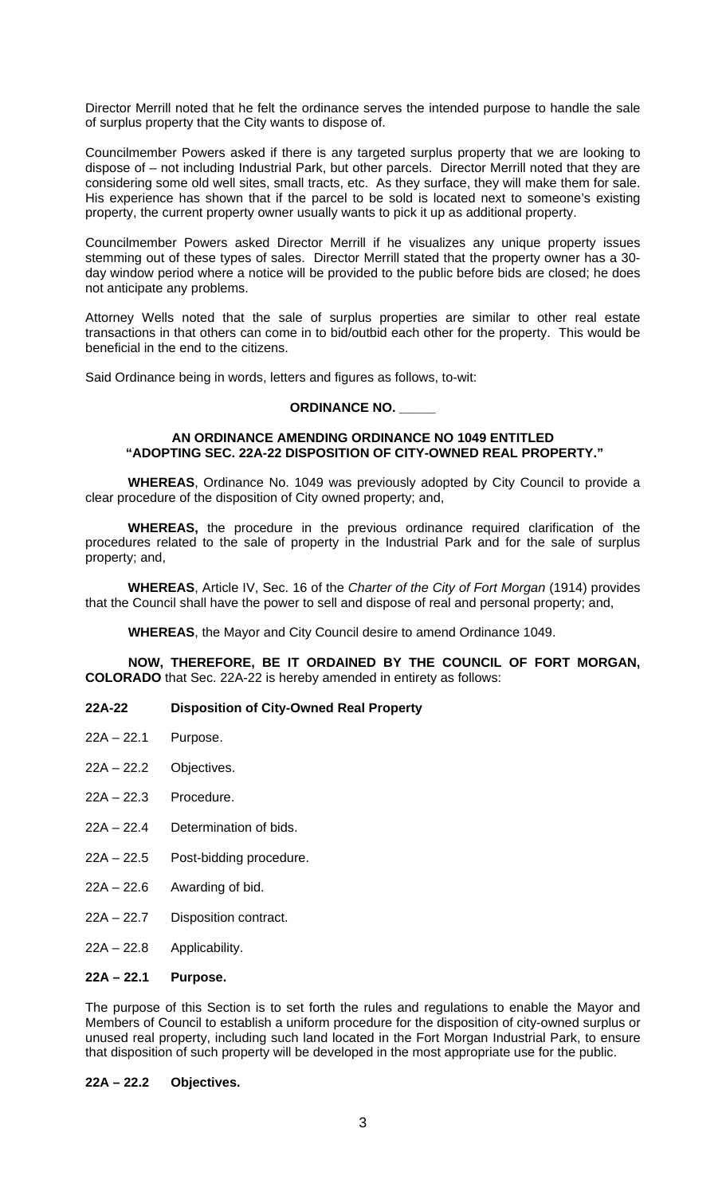Director Merrill noted that he felt the ordinance serves the intended purpose to handle the sale of surplus property that the City wants to dispose of.

Councilmember Powers asked if there is any targeted surplus property that we are looking to dispose of – not including Industrial Park, but other parcels. Director Merrill noted that they are considering some old well sites, small tracts, etc. As they surface, they will make them for sale. His experience has shown that if the parcel to be sold is located next to someone's existing property, the current property owner usually wants to pick it up as additional property.

Councilmember Powers asked Director Merrill if he visualizes any unique property issues stemming out of these types of sales. Director Merrill stated that the property owner has a 30-day window period where a notice will be provided to the public before bids are closed; he does not anticipate any problems.

Attorney Wells noted that the sale of surplus properties are similar to other real estate transactions in that others can come in to bid/outbid each other for the property. This would be beneficial in the end to the citizens.

Said Ordinance being in words, letters and figures as follows, to-wit:

**ORDINANCE NO. _____**

**AN ORDINANCE AMENDING ORDINANCE NO 1049 ENTITLED "ADOPTING SEC. 22A-22 DISPOSITION OF CITY-OWNED REAL PROPERTY."**

**WHEREAS**, Ordinance No. 1049 was previously adopted by City Council to provide a clear procedure of the disposition of City owned property; and,

**WHEREAS,** the procedure in the previous ordinance required clarification of the procedures related to the sale of property in the Industrial Park and for the sale of surplus property; and,

**WHEREAS**, Article IV, Sec. 16 of the *Charter of the City of Fort Morgan* (1914) provides that the Council shall have the power to sell and dispose of real and personal property; and,

**WHEREAS**, the Mayor and City Council desire to amend Ordinance 1049.

**NOW, THEREFORE, BE IT ORDAINED BY THE COUNCIL OF FORT MORGAN, COLORADO** that Sec. 22A-22 is hereby amended in entirety as follows:

**22A-22 Disposition of City-Owned Real Property**

22A – 22.1 Purpose.

22A – 22.2 Objectives.

22A – 22.3 Procedure.

22A – 22.4 Determination of bids.

22A – 22.5 Post-bidding procedure.

22A – 22.6 Awarding of bid.

22A – 22.7 Disposition contract.

22A – 22.8 Applicability.

**22A – 22.1 Purpose.**

The purpose of this Section is to set forth the rules and regulations to enable the Mayor and Members of Council to establish a uniform procedure for the disposition of city-owned surplus or unused real property, including such land located in the Fort Morgan Industrial Park, to ensure that disposition of such property will be developed in the most appropriate use for the public.

**22A – 22.2 Objectives.**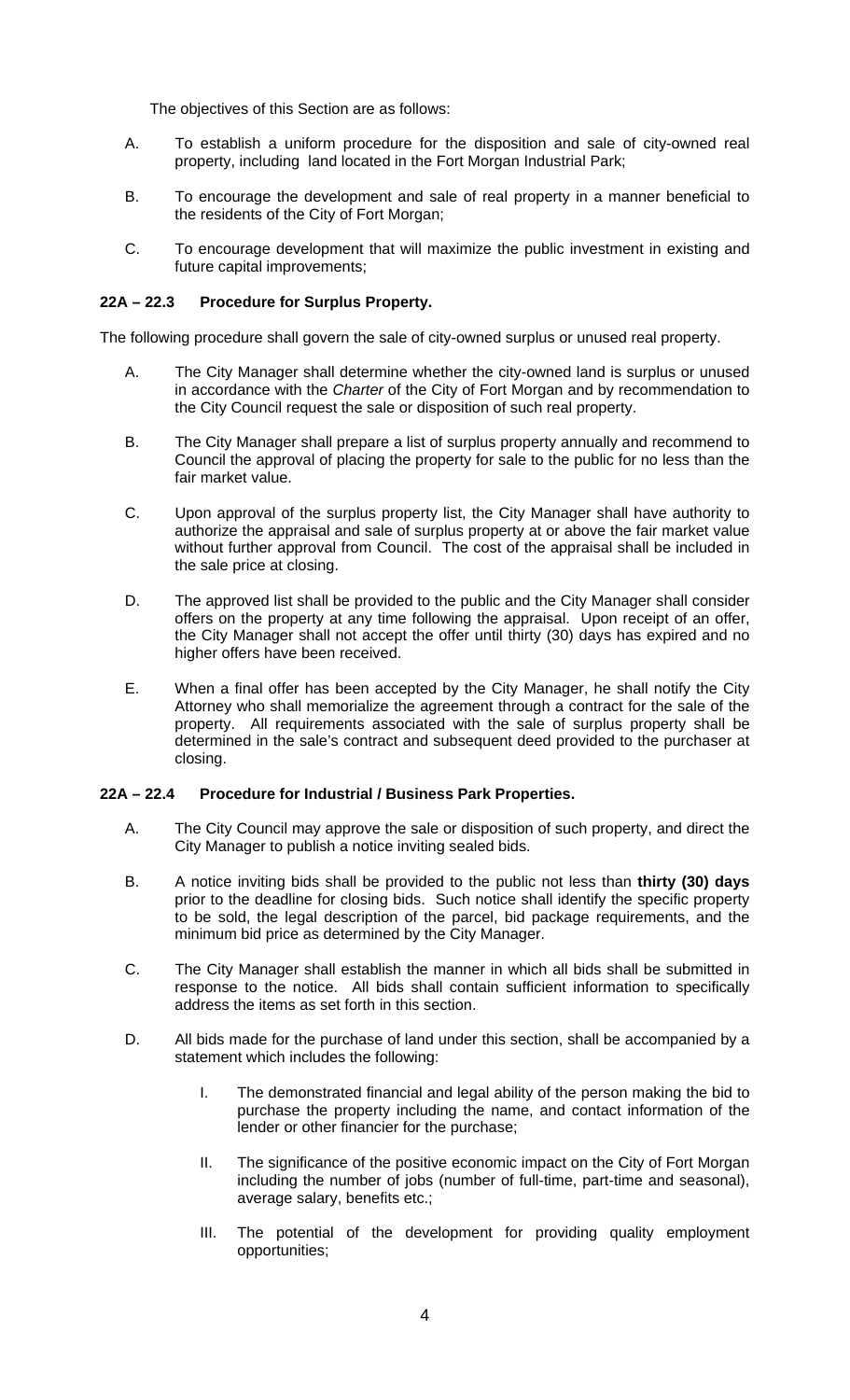The objectives of this Section are as follows:

A. To establish a uniform procedure for the disposition and sale of city-owned real property, including land located in the Fort Morgan Industrial Park;

B. To encourage the development and sale of real property in a manner beneficial to the residents of the City of Fort Morgan;

C. To encourage development that will maximize the public investment in existing and future capital improvements;

### 22A – 22.3 Procedure for Surplus Property.

The following procedure shall govern the sale of city-owned surplus or unused real property.

A. The City Manager shall determine whether the city-owned land is surplus or unused in accordance with the *Charter* of the City of Fort Morgan and by recommendation to the City Council request the sale or disposition of such real property.

B. The City Manager shall prepare a list of surplus property annually and recommend to Council the approval of placing the property for sale to the public for no less than the fair market value.

C. Upon approval of the surplus property list, the City Manager shall have authority to authorize the appraisal and sale of surplus property at or above the fair market value without further approval from Council. The cost of the appraisal shall be included in the sale price at closing.

D. The approved list shall be provided to the public and the City Manager shall consider offers on the property at any time following the appraisal. Upon receipt of an offer, the City Manager shall not accept the offer until thirty (30) days has expired and no higher offers have been received.

E. When a final offer has been accepted by the City Manager, he shall notify the City Attorney who shall memorialize the agreement through a contract for the sale of the property. All requirements associated with the sale of surplus property shall be determined in the sale's contract and subsequent deed provided to the purchaser at closing.

### 22A – 22.4 Procedure for Industrial / Business Park Properties.

A. The City Council may approve the sale or disposition of such property, and direct the City Manager to publish a notice inviting sealed bids.

B. A notice inviting bids shall be provided to the public not less than **thirty (30) days** prior to the deadline for closing bids. Such notice shall identify the specific property to be sold, the legal description of the parcel, bid package requirements, and the minimum bid price as determined by the City Manager.

C. The City Manager shall establish the manner in which all bids shall be submitted in response to the notice. All bids shall contain sufficient information to specifically address the items as set forth in this section.

D. All bids made for the purchase of land under this section, shall be accompanied by a statement which includes the following:

   I. The demonstrated financial and legal ability of the person making the bid to purchase the property including the name, and contact information of the lender or other financier for the purchase;

   II. The significance of the positive economic impact on the City of Fort Morgan including the number of jobs (number of full-time, part-time and seasonal), average salary, benefits etc.;

   III. The potential of the development for providing quality employment opportunities;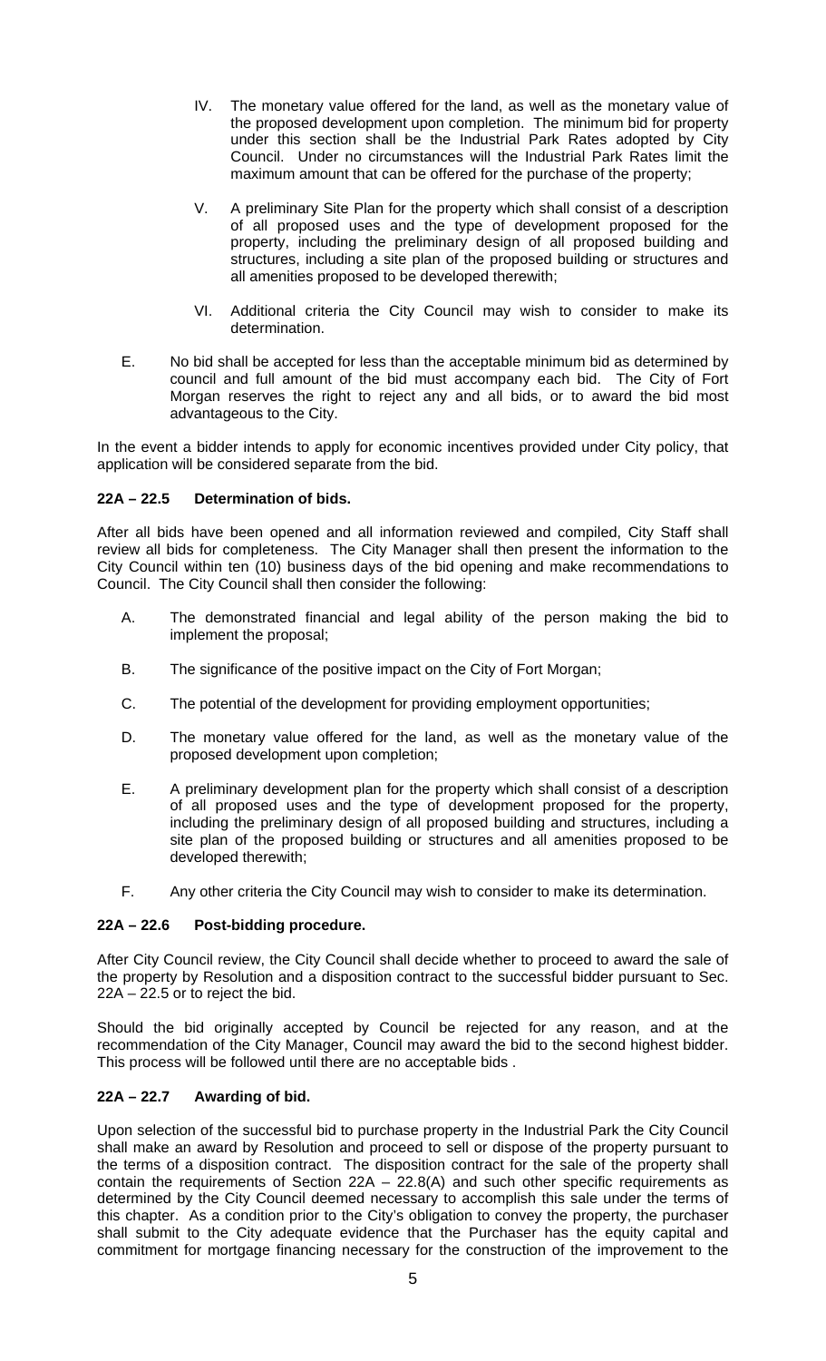IV. The monetary value offered for the land, as well as the monetary value of the proposed development upon completion. The minimum bid for property under this section shall be the Industrial Park Rates adopted by City Council. Under no circumstances will the Industrial Park Rates limit the maximum amount that can be offered for the purchase of the property;

V. A preliminary Site Plan for the property which shall consist of a description of all proposed uses and the type of development proposed for the property, including the preliminary design of all proposed building and structures, including a site plan of the proposed building or structures and all amenities proposed to be developed therewith;

VI. Additional criteria the City Council may wish to consider to make its determination.

E. No bid shall be accepted for less than the acceptable minimum bid as determined by council and full amount of the bid must accompany each bid. The City of Fort Morgan reserves the right to reject any and all bids, or to award the bid most advantageous to the City.

In the event a bidder intends to apply for economic incentives provided under City policy, that application will be considered separate from the bid.

**22A – 22.5 Determination of bids.**

After all bids have been opened and all information reviewed and compiled, City Staff shall review all bids for completeness. The City Manager shall then present the information to the City Council within ten (10) business days of the bid opening and make recommendations to Council. The City Council shall then consider the following:

A. The demonstrated financial and legal ability of the person making the bid to implement the proposal;

B. The significance of the positive impact on the City of Fort Morgan;

C. The potential of the development for providing employment opportunities;

D. The monetary value offered for the land, as well as the monetary value of the proposed development upon completion;

E. A preliminary development plan for the property which shall consist of a description of all proposed uses and the type of development proposed for the property, including the preliminary design of all proposed building and structures, including a site plan of the proposed building or structures and all amenities proposed to be developed therewith;

F. Any other criteria the City Council may wish to consider to make its determination.

**22A – 22.6 Post-bidding procedure.**

After City Council review, the City Council shall decide whether to proceed to award the sale of the property by Resolution and a disposition contract to the successful bidder pursuant to Sec. 22A – 22.5 or to reject the bid.

Should the bid originally accepted by Council be rejected for any reason, and at the recommendation of the City Manager, Council may award the bid to the second highest bidder. This process will be followed until there are no acceptable bids .

**22A – 22.7 Awarding of bid.**

Upon selection of the successful bid to purchase property in the Industrial Park the City Council shall make an award by Resolution and proceed to sell or dispose of the property pursuant to the terms of a disposition contract. The disposition contract for the sale of the property shall contain the requirements of Section 22A – 22.8(A) and such other specific requirements as determined by the City Council deemed necessary to accomplish this sale under the terms of this chapter. As a condition prior to the City's obligation to convey the property, the purchaser shall submit to the City adequate evidence that the Purchaser has the equity capital and commitment for mortgage financing necessary for the construction of the improvement to the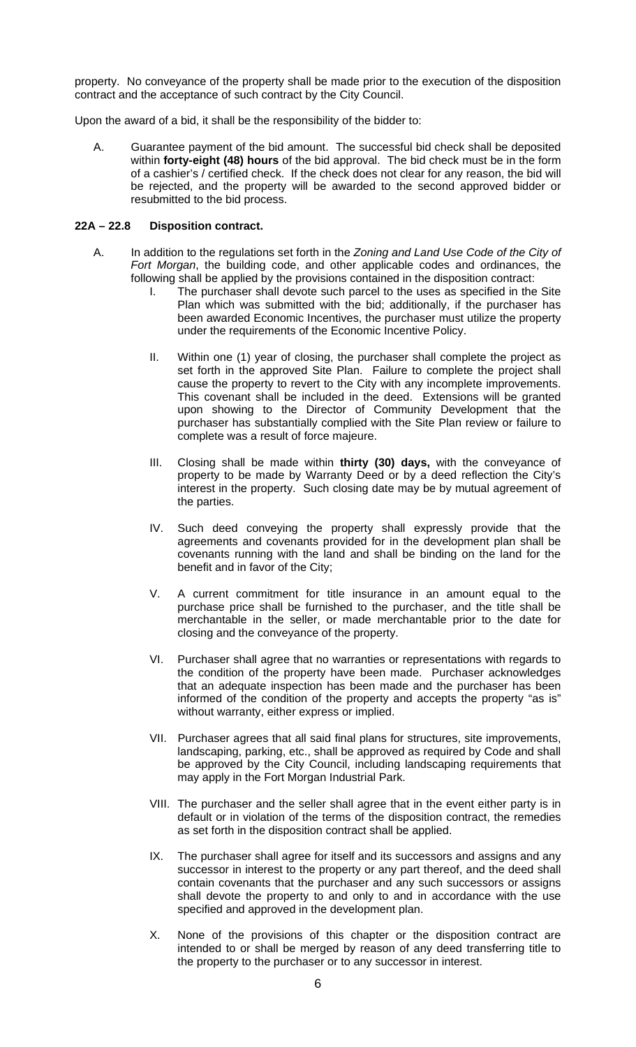property. No conveyance of the property shall be made prior to the execution of the disposition contract and the acceptance of such contract by the City Council.

Upon the award of a bid, it shall be the responsibility of the bidder to:

A. Guarantee payment of the bid amount. The successful bid check shall be deposited within **forty-eight (48) hours** of the bid approval. The bid check must be in the form of a cashier's / certified check. If the check does not clear for any reason, the bid will be rejected, and the property will be awarded to the second approved bidder or resubmitted to the bid process.

### 22A – 22.8 Disposition contract.

A. In addition to the regulations set forth in the *Zoning and Land Use Code of the City of Fort Morgan*, the building code, and other applicable codes and ordinances, the following shall be applied by the provisions contained in the disposition contract:

   I. The purchaser shall devote such parcel to the uses as specified in the Site Plan which was submitted with the bid; additionally, if the purchaser has been awarded Economic Incentives, the purchaser must utilize the property under the requirements of the Economic Incentive Policy.

   II. Within one (1) year of closing, the purchaser shall complete the project as set forth in the approved Site Plan. Failure to complete the project shall cause the property to revert to the City with any incomplete improvements. This covenant shall be included in the deed. Extensions will be granted upon showing to the Director of Community Development that the purchaser has substantially complied with the Site Plan review or failure to complete was a result of force majeure.

   III. Closing shall be made within **thirty (30) days,** with the conveyance of property to be made by Warranty Deed or by a deed reflection the City's interest in the property. Such closing date may be by mutual agreement of the parties.

   IV. Such deed conveying the property shall expressly provide that the agreements and covenants provided for in the development plan shall be covenants running with the land and shall be binding on the land for the benefit and in favor of the City;

   V. A current commitment for title insurance in an amount equal to the purchase price shall be furnished to the purchaser, and the title shall be merchantable in the seller, or made merchantable prior to the date for closing and the conveyance of the property.

   VI. Purchaser shall agree that no warranties or representations with regards to the condition of the property have been made. Purchaser acknowledges that an adequate inspection has been made and the purchaser has been informed of the condition of the property and accepts the property "as is" without warranty, either express or implied.

   VII. Purchaser agrees that all said final plans for structures, site improvements, landscaping, parking, etc., shall be approved as required by Code and shall be approved by the City Council, including landscaping requirements that may apply in the Fort Morgan Industrial Park.

   VIII. The purchaser and the seller shall agree that in the event either party is in default or in violation of the terms of the disposition contract, the remedies as set forth in the disposition contract shall be applied.

   IX. The purchaser shall agree for itself and its successors and assigns and any successor in interest to the property or any part thereof, and the deed shall contain covenants that the purchaser and any such successors or assigns shall devote the property to and only to and in accordance with the use specified and approved in the development plan.

   X. None of the provisions of this chapter or the disposition contract are intended to or shall be merged by reason of any deed transferring title to the property to the purchaser or to any successor in interest.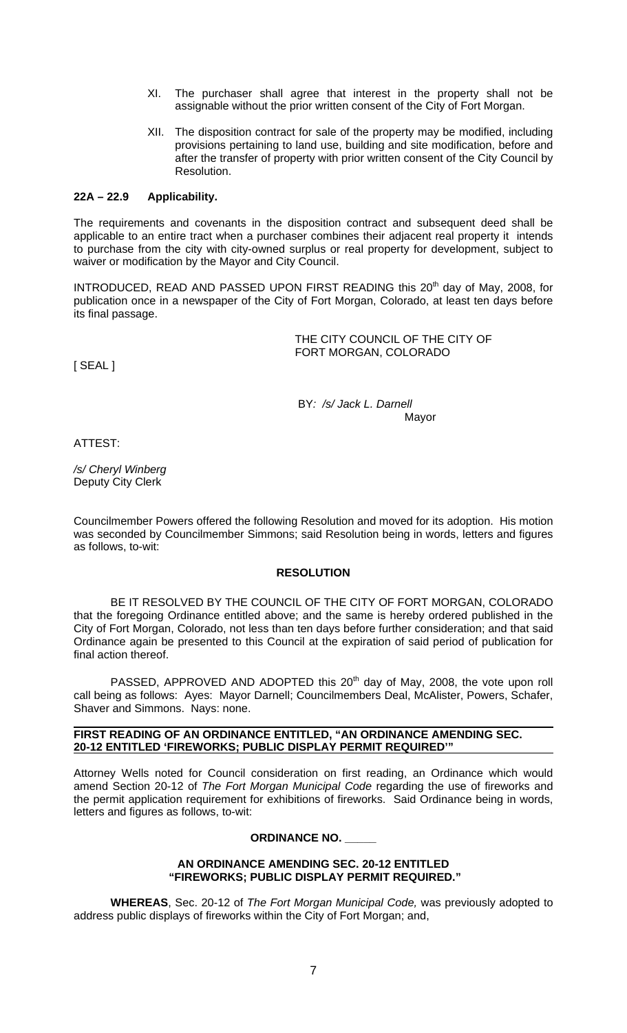XI. The purchaser shall agree that interest in the property shall not be assignable without the prior written consent of the City of Fort Morgan.

XII. The disposition contract for sale of the property may be modified, including provisions pertaining to land use, building and site modification, before and after the transfer of property with prior written consent of the City Council by Resolution.

**22A – 22.9 Applicability.**

The requirements and covenants in the disposition contract and subsequent deed shall be applicable to an entire tract when a purchaser combines their adjacent real property it intends to purchase from the city with city-owned surplus or real property for development, subject to waiver or modification by the Mayor and City Council.

INTRODUCED, READ AND PASSED UPON FIRST READING this 20th day of May, 2008, for publication once in a newspaper of the City of Fort Morgan, Colorado, at least ten days before its final passage.

THE CITY COUNCIL OF THE CITY OF FORT MORGAN, COLORADO

[ SEAL ]

BY*: /s/ Jack L. Darnell*
Mayor

ATTEST:

*/s/ Cheryl Winberg*
Deputy City Clerk

Councilmember Powers offered the following Resolution and moved for its adoption. His motion was seconded by Councilmember Simmons; said Resolution being in words, letters and figures as follows, to-wit:

**RESOLUTION**

BE IT RESOLVED BY THE COUNCIL OF THE CITY OF FORT MORGAN, COLORADO that the foregoing Ordinance entitled above; and the same is hereby ordered published in the City of Fort Morgan, Colorado, not less than ten days before further consideration; and that said Ordinance again be presented to this Council at the expiration of said period of publication for final action thereof.

PASSED, APPROVED AND ADOPTED this 20th day of May, 2008, the vote upon roll call being as follows: Ayes: Mayor Darnell; Councilmembers Deal, McAlister, Powers, Schafer, Shaver and Simmons. Nays: none.

**FIRST READING OF AN ORDINANCE ENTITLED, "AN ORDINANCE AMENDING SEC. 20-12 ENTITLED 'FIREWORKS; PUBLIC DISPLAY PERMIT REQUIRED'"**

Attorney Wells noted for Council consideration on first reading, an Ordinance which would amend Section 20-12 of *The Fort Morgan Municipal Code* regarding the use of fireworks and the permit application requirement for exhibitions of fireworks. Said Ordinance being in words, letters and figures as follows, to-wit:

**ORDINANCE NO. _____**

**AN ORDINANCE AMENDING SEC. 20-12 ENTITLED "FIREWORKS; PUBLIC DISPLAY PERMIT REQUIRED."**

**WHEREAS**, Sec. 20-12 of *The Fort Morgan Municipal Code,* was previously adopted to address public displays of fireworks within the City of Fort Morgan; and,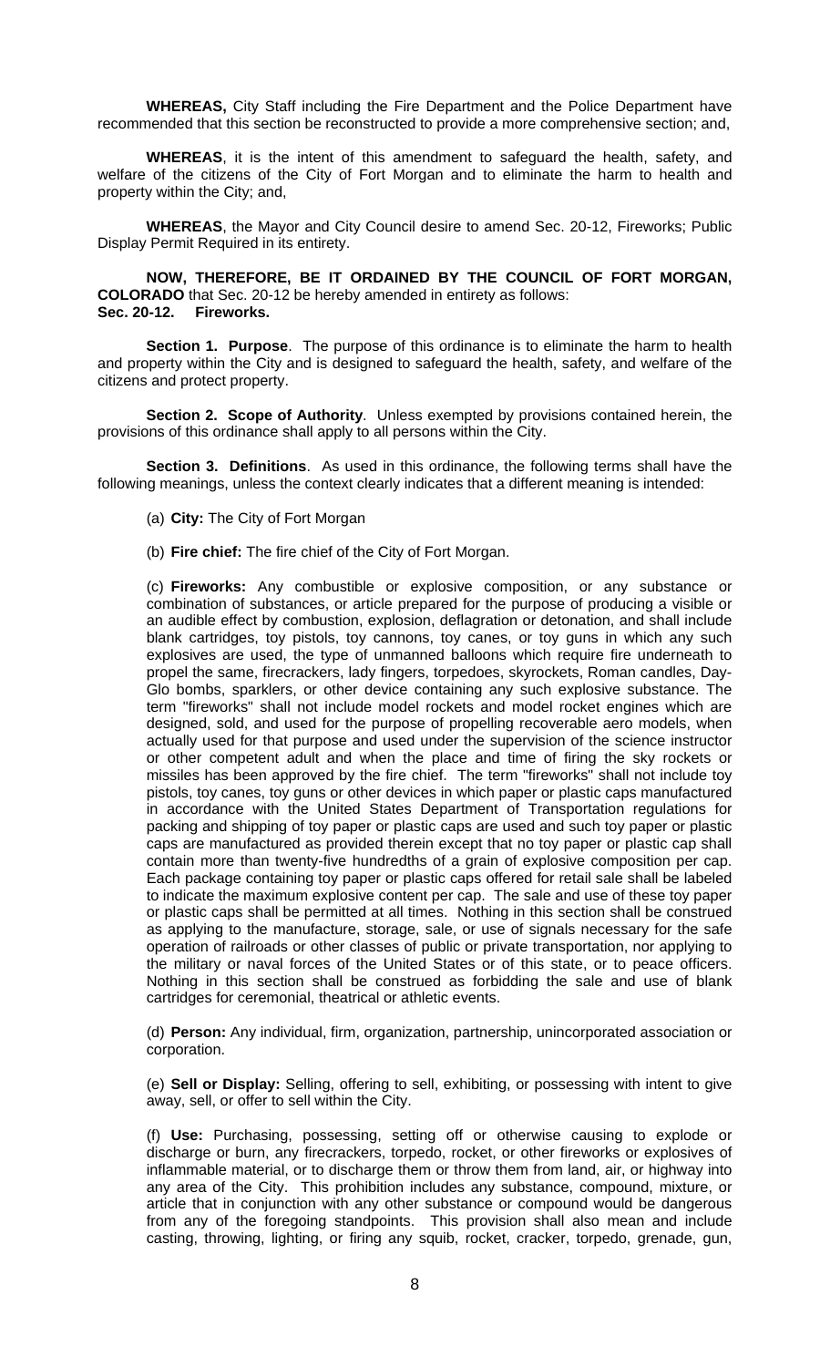**WHEREAS,** City Staff including the Fire Department and the Police Department have recommended that this section be reconstructed to provide a more comprehensive section; and,

**WHEREAS**, it is the intent of this amendment to safeguard the health, safety, and welfare of the citizens of the City of Fort Morgan and to eliminate the harm to health and property within the City; and,

**WHEREAS**, the Mayor and City Council desire to amend Sec. 20-12, Fireworks; Public Display Permit Required in its entirety.

**NOW, THEREFORE, BE IT ORDAINED BY THE COUNCIL OF FORT MORGAN, COLORADO** that Sec. 20-12 be hereby amended in entirety as follows:
**Sec. 20-12. Fireworks.**

**Section 1. Purpose**. The purpose of this ordinance is to eliminate the harm to health and property within the City and is designed to safeguard the health, safety, and welfare of the citizens and protect property.

**Section 2. Scope of Authority**. Unless exempted by provisions contained herein, the provisions of this ordinance shall apply to all persons within the City.

**Section 3. Definitions**. As used in this ordinance, the following terms shall have the following meanings, unless the context clearly indicates that a different meaning is intended:

(a) **City:** The City of Fort Morgan

(b) **Fire chief:** The fire chief of the City of Fort Morgan.

(c) **Fireworks:** Any combustible or explosive composition, or any substance or combination of substances, or article prepared for the purpose of producing a visible or an audible effect by combustion, explosion, deflagration or detonation, and shall include blank cartridges, toy pistols, toy cannons, toy canes, or toy guns in which any such explosives are used, the type of unmanned balloons which require fire underneath to propel the same, firecrackers, lady fingers, torpedoes, skyrockets, Roman candles, Day-Glo bombs, sparklers, or other device containing any such explosive substance. The term "fireworks" shall not include model rockets and model rocket engines which are designed, sold, and used for the purpose of propelling recoverable aero models, when actually used for that purpose and used under the supervision of the science instructor or other competent adult and when the place and time of firing the sky rockets or missiles has been approved by the fire chief. The term "fireworks" shall not include toy pistols, toy canes, toy guns or other devices in which paper or plastic caps manufactured in accordance with the United States Department of Transportation regulations for packing and shipping of toy paper or plastic caps are used and such toy paper or plastic caps are manufactured as provided therein except that no toy paper or plastic cap shall contain more than twenty-five hundredths of a grain of explosive composition per cap. Each package containing toy paper or plastic caps offered for retail sale shall be labeled to indicate the maximum explosive content per cap. The sale and use of these toy paper or plastic caps shall be permitted at all times. Nothing in this section shall be construed as applying to the manufacture, storage, sale, or use of signals necessary for the safe operation of railroads or other classes of public or private transportation, nor applying to the military or naval forces of the United States or of this state, or to peace officers. Nothing in this section shall be construed as forbidding the sale and use of blank cartridges for ceremonial, theatrical or athletic events.

(d) **Person:** Any individual, firm, organization, partnership, unincorporated association or corporation.

(e) **Sell or Display:** Selling, offering to sell, exhibiting, or possessing with intent to give away, sell, or offer to sell within the City.

(f) **Use:** Purchasing, possessing, setting off or otherwise causing to explode or discharge or burn, any firecrackers, torpedo, rocket, or other fireworks or explosives of inflammable material, or to discharge them or throw them from land, air, or highway into any area of the City. This prohibition includes any substance, compound, mixture, or article that in conjunction with any other substance or compound would be dangerous from any of the foregoing standpoints. This provision shall also mean and include casting, throwing, lighting, or firing any squib, rocket, cracker, torpedo, grenade, gun,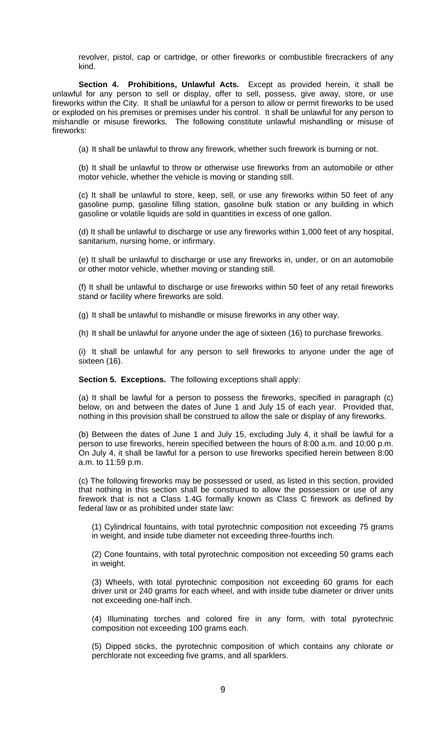revolver, pistol, cap or cartridge, or other fireworks or combustible firecrackers of any kind.

**Section 4. Prohibitions, Unlawful Acts.** Except as provided herein, it shall be unlawful for any person to sell or display, offer to sell, possess, give away, store, or use fireworks within the City. It shall be unlawful for a person to allow or permit fireworks to be used or exploded on his premises or premises under his control. It shall be unlawful for any person to mishandle or misuse fireworks. The following constitute unlawful mishandling or misuse of fireworks:

(a) It shall be unlawful to throw any firework, whether such firework is burning or not.

(b) It shall be unlawful to throw or otherwise use fireworks from an automobile or other motor vehicle, whether the vehicle is moving or standing still.

(c) It shall be unlawful to store, keep, sell, or use any fireworks within 50 feet of any gasoline pump, gasoline filling station, gasoline bulk station or any building in which gasoline or volatile liquids are sold in quantities in excess of one gallon.

(d) It shall be unlawful to discharge or use any fireworks within 1,000 feet of any hospital, sanitarium, nursing home, or infirmary.

(e) It shall be unlawful to discharge or use any fireworks in, under, or on an automobile or other motor vehicle, whether moving or standing still.

(f) It shall be unlawful to discharge or use fireworks within 50 feet of any retail fireworks stand or facility where fireworks are sold.

(g) It shall be unlawful to mishandle or misuse fireworks in any other way.

(h) It shall be unlawful for anyone under the age of sixteen (16) to purchase fireworks.

(i) It shall be unlawful for any person to sell fireworks to anyone under the age of sixteen (16).

**Section 5. Exceptions.** The following exceptions shall apply:

(a) It shall be lawful for a person to possess the fireworks, specified in paragraph (c) below, on and between the dates of June 1 and July 15 of each year. Provided that, nothing in this provision shall be construed to allow the sale or display of any fireworks.

(b) Between the dates of June 1 and July 15, excluding July 4, it shall be lawful for a person to use fireworks, herein specified between the hours of 8:00 a.m. and 10:00 p.m. On July 4, it shall be lawful for a person to use fireworks specified herein between 8:00 a.m. to 11:59 p.m.

(c) The following fireworks may be possessed or used, as listed in this section, provided that nothing in this section shall be construed to allow the possession or use of any firework that is not a Class 1.4G formally known as Class C firework as defined by federal law or as prohibited under state law:

(1) Cylindrical fountains, with total pyrotechnic composition not exceeding 75 grams in weight, and inside tube diameter not exceeding three-fourths inch.

(2) Cone fountains, with total pyrotechnic composition not exceeding 50 grams each in weight.

(3) Wheels, with total pyrotechnic composition not exceeding 60 grams for each driver unit or 240 grams for each wheel, and with inside tube diameter or driver units not exceeding one-half inch.

(4) Illuminating torches and colored fire in any form, with total pyrotechnic composition not exceeding 100 grams each.

(5) Dipped sticks, the pyrotechnic composition of which contains any chlorate or perchlorate not exceeding five grams, and all sparklers.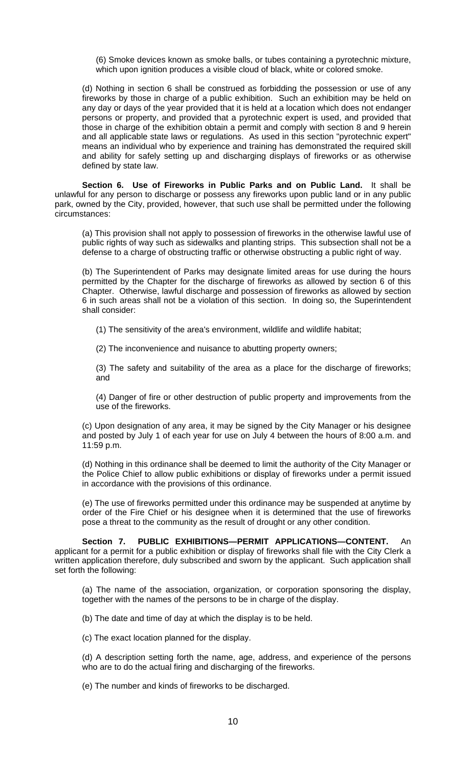(6) Smoke devices known as smoke balls, or tubes containing a pyrotechnic mixture, which upon ignition produces a visible cloud of black, white or colored smoke.

(d) Nothing in section 6 shall be construed as forbidding the possession or use of any fireworks by those in charge of a public exhibition. Such an exhibition may be held on any day or days of the year provided that it is held at a location which does not endanger persons or property, and provided that a pyrotechnic expert is used, and provided that those in charge of the exhibition obtain a permit and comply with section 8 and 9 herein and all applicable state laws or regulations. As used in this section "pyrotechnic expert" means an individual who by experience and training has demonstrated the required skill and ability for safely setting up and discharging displays of fireworks or as otherwise defined by state law.

**Section 6. Use of Fireworks in Public Parks and on Public Land.** It shall be unlawful for any person to discharge or possess any fireworks upon public land or in any public park, owned by the City, provided, however, that such use shall be permitted under the following circumstances:

(a) This provision shall not apply to possession of fireworks in the otherwise lawful use of public rights of way such as sidewalks and planting strips. This subsection shall not be a defense to a charge of obstructing traffic or otherwise obstructing a public right of way.

(b) The Superintendent of Parks may designate limited areas for use during the hours permitted by the Chapter for the discharge of fireworks as allowed by section 6 of this Chapter. Otherwise, lawful discharge and possession of fireworks as allowed by section 6 in such areas shall not be a violation of this section. In doing so, the Superintendent shall consider:

(1) The sensitivity of the area's environment, wildlife and wildlife habitat;

(2) The inconvenience and nuisance to abutting property owners;

(3) The safety and suitability of the area as a place for the discharge of fireworks; and

(4) Danger of fire or other destruction of public property and improvements from the use of the fireworks.

(c) Upon designation of any area, it may be signed by the City Manager or his designee and posted by July 1 of each year for use on July 4 between the hours of 8:00 a.m. and 11:59 p.m.

(d) Nothing in this ordinance shall be deemed to limit the authority of the City Manager or the Police Chief to allow public exhibitions or display of fireworks under a permit issued in accordance with the provisions of this ordinance.

(e) The use of fireworks permitted under this ordinance may be suspended at anytime by order of the Fire Chief or his designee when it is determined that the use of fireworks pose a threat to the community as the result of drought or any other condition.

**Section 7. PUBLIC EXHIBITIONS—PERMIT APPLICATIONS—CONTENT.** An applicant for a permit for a public exhibition or display of fireworks shall file with the City Clerk a written application therefore, duly subscribed and sworn by the applicant. Such application shall set forth the following:

(a) The name of the association, organization, or corporation sponsoring the display, together with the names of the persons to be in charge of the display.

(b) The date and time of day at which the display is to be held.

(c) The exact location planned for the display.

(d) A description setting forth the name, age, address, and experience of the persons who are to do the actual firing and discharging of the fireworks.

(e) The number and kinds of fireworks to be discharged.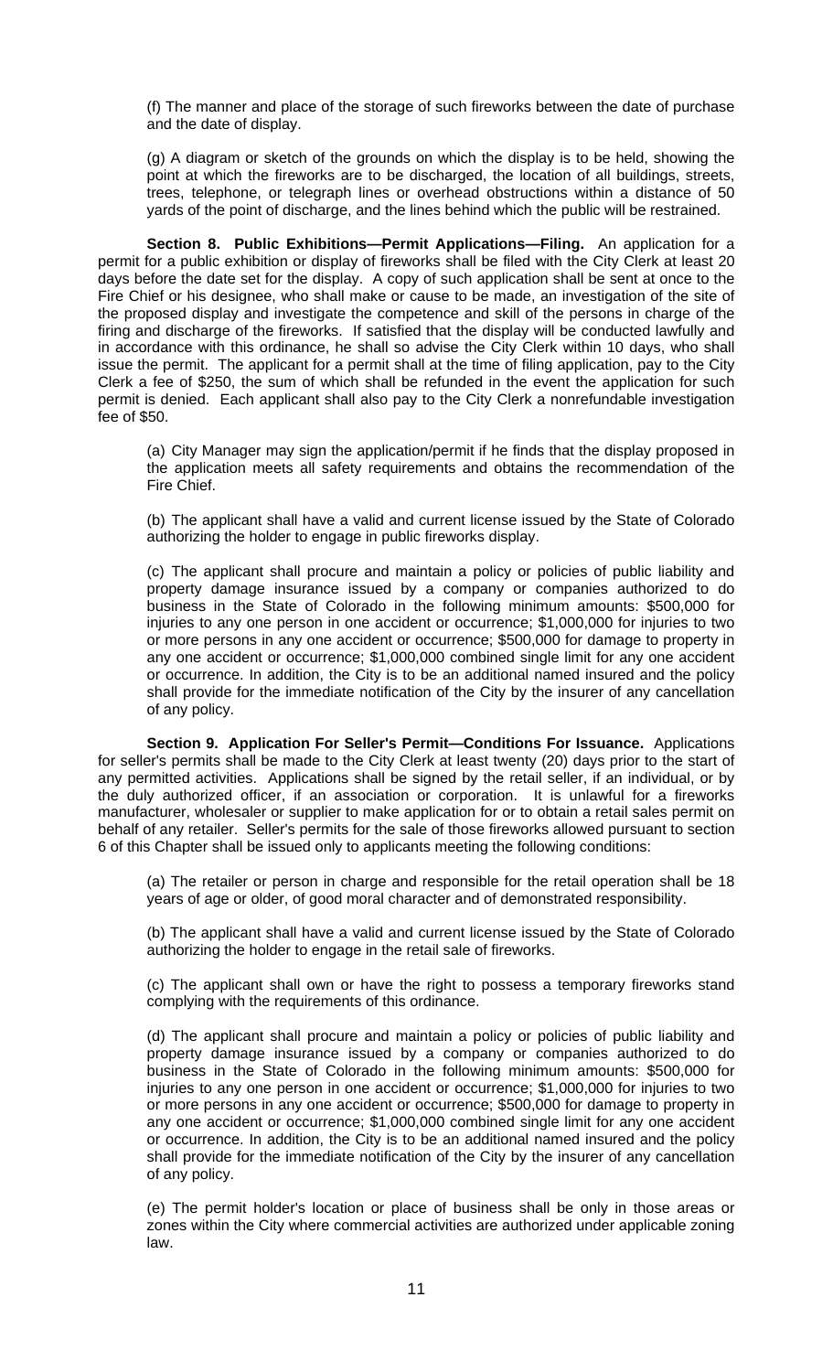(f) The manner and place of the storage of such fireworks between the date of purchase and the date of display.

(g) A diagram or sketch of the grounds on which the display is to be held, showing the point at which the fireworks are to be discharged, the location of all buildings, streets, trees, telephone, or telegraph lines or overhead obstructions within a distance of 50 yards of the point of discharge, and the lines behind which the public will be restrained.

**Section 8. Public Exhibitions—Permit Applications—Filing.** An application for a permit for a public exhibition or display of fireworks shall be filed with the City Clerk at least 20 days before the date set for the display. A copy of such application shall be sent at once to the Fire Chief or his designee, who shall make or cause to be made, an investigation of the site of the proposed display and investigate the competence and skill of the persons in charge of the firing and discharge of the fireworks. If satisfied that the display will be conducted lawfully and in accordance with this ordinance, he shall so advise the City Clerk within 10 days, who shall issue the permit. The applicant for a permit shall at the time of filing application, pay to the City Clerk a fee of $250, the sum of which shall be refunded in the event the application for such permit is denied. Each applicant shall also pay to the City Clerk a nonrefundable investigation fee of $50.

(a) City Manager may sign the application/permit if he finds that the display proposed in the application meets all safety requirements and obtains the recommendation of the Fire Chief.

(b) The applicant shall have a valid and current license issued by the State of Colorado authorizing the holder to engage in public fireworks display.

(c) The applicant shall procure and maintain a policy or policies of public liability and property damage insurance issued by a company or companies authorized to do business in the State of Colorado in the following minimum amounts: $500,000 for injuries to any one person in one accident or occurrence; $1,000,000 for injuries to two or more persons in any one accident or occurrence; $500,000 for damage to property in any one accident or occurrence; $1,000,000 combined single limit for any one accident or occurrence. In addition, the City is to be an additional named insured and the policy shall provide for the immediate notification of the City by the insurer of any cancellation of any policy.

**Section 9. Application For Seller's Permit—Conditions For Issuance.** Applications for seller's permits shall be made to the City Clerk at least twenty (20) days prior to the start of any permitted activities. Applications shall be signed by the retail seller, if an individual, or by the duly authorized officer, if an association or corporation. It is unlawful for a fireworks manufacturer, wholesaler or supplier to make application for or to obtain a retail sales permit on behalf of any retailer. Seller's permits for the sale of those fireworks allowed pursuant to section 6 of this Chapter shall be issued only to applicants meeting the following conditions:

(a) The retailer or person in charge and responsible for the retail operation shall be 18 years of age or older, of good moral character and of demonstrated responsibility.

(b) The applicant shall have a valid and current license issued by the State of Colorado authorizing the holder to engage in the retail sale of fireworks.

(c) The applicant shall own or have the right to possess a temporary fireworks stand complying with the requirements of this ordinance.

(d) The applicant shall procure and maintain a policy or policies of public liability and property damage insurance issued by a company or companies authorized to do business in the State of Colorado in the following minimum amounts: $500,000 for injuries to any one person in one accident or occurrence; $1,000,000 for injuries to two or more persons in any one accident or occurrence; $500,000 for damage to property in any one accident or occurrence; $1,000,000 combined single limit for any one accident or occurrence. In addition, the City is to be an additional named insured and the policy shall provide for the immediate notification of the City by the insurer of any cancellation of any policy.

(e) The permit holder's location or place of business shall be only in those areas or zones within the City where commercial activities are authorized under applicable zoning law.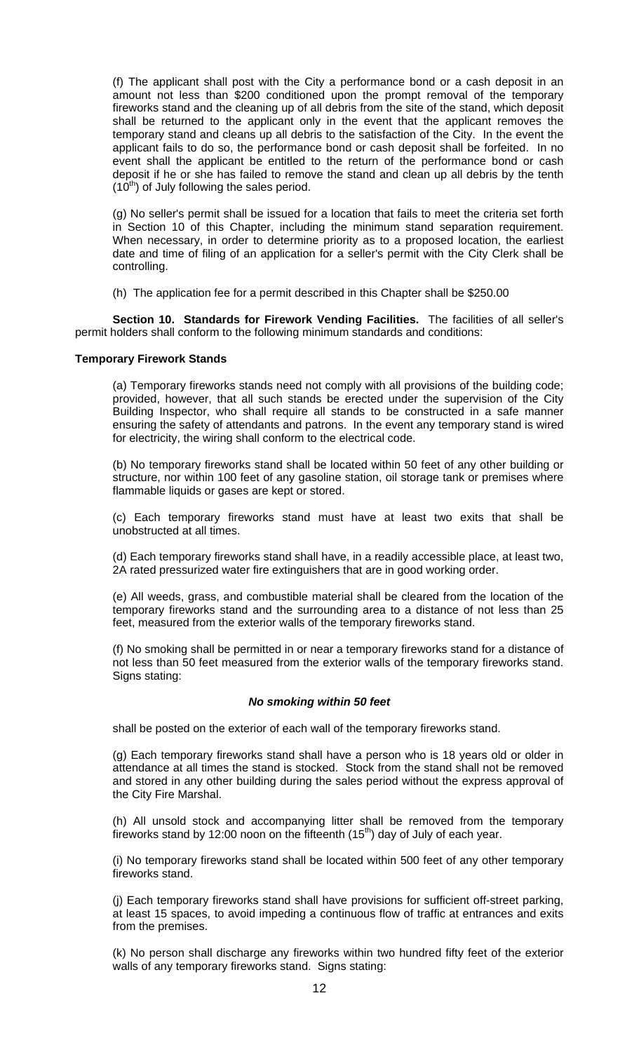(f) The applicant shall post with the City a performance bond or a cash deposit in an amount not less than $200 conditioned upon the prompt removal of the temporary fireworks stand and the cleaning up of all debris from the site of the stand, which deposit shall be returned to the applicant only in the event that the applicant removes the temporary stand and cleans up all debris to the satisfaction of the City. In the event the applicant fails to do so, the performance bond or cash deposit shall be forfeited. In no event shall the applicant be entitled to the return of the performance bond or cash deposit if he or she has failed to remove the stand and clean up all debris by the tenth ($10^{th}$) of July following the sales period.

(g) No seller's permit shall be issued for a location that fails to meet the criteria set forth in Section 10 of this Chapter, including the minimum stand separation requirement. When necessary, in order to determine priority as to a proposed location, the earliest date and time of filing of an application for a seller's permit with the City Clerk shall be controlling.

(h) The application fee for a permit described in this Chapter shall be $250.00

**Section 10. Standards for Firework Vending Facilities.** The facilities of all seller's permit holders shall conform to the following minimum standards and conditions:

**Temporary Firework Stands**

(a) Temporary fireworks stands need not comply with all provisions of the building code; provided, however, that all such stands be erected under the supervision of the City Building Inspector, who shall require all stands to be constructed in a safe manner ensuring the safety of attendants and patrons. In the event any temporary stand is wired for electricity, the wiring shall conform to the electrical code.

(b) No temporary fireworks stand shall be located within 50 feet of any other building or structure, nor within 100 feet of any gasoline station, oil storage tank or premises where flammable liquids or gases are kept or stored.

(c) Each temporary fireworks stand must have at least two exits that shall be unobstructed at all times.

(d) Each temporary fireworks stand shall have, in a readily accessible place, at least two, 2A rated pressurized water fire extinguishers that are in good working order.

(e) All weeds, grass, and combustible material shall be cleared from the location of the temporary fireworks stand and the surrounding area to a distance of not less than 25 feet, measured from the exterior walls of the temporary fireworks stand.

(f) No smoking shall be permitted in or near a temporary fireworks stand for a distance of not less than 50 feet measured from the exterior walls of the temporary fireworks stand. Signs stating:

***No smoking within 50 feet***

shall be posted on the exterior of each wall of the temporary fireworks stand.

(g) Each temporary fireworks stand shall have a person who is 18 years old or older in attendance at all times the stand is stocked. Stock from the stand shall not be removed and stored in any other building during the sales period without the express approval of the City Fire Marshal.

(h) All unsold stock and accompanying litter shall be removed from the temporary fireworks stand by 12:00 noon on the fifteenth ($15^{th}$) day of July of each year.

(i) No temporary fireworks stand shall be located within 500 feet of any other temporary fireworks stand.

(j) Each temporary fireworks stand shall have provisions for sufficient off-street parking, at least 15 spaces, to avoid impeding a continuous flow of traffic at entrances and exits from the premises.

(k) No person shall discharge any fireworks within two hundred fifty feet of the exterior walls of any temporary fireworks stand. Signs stating: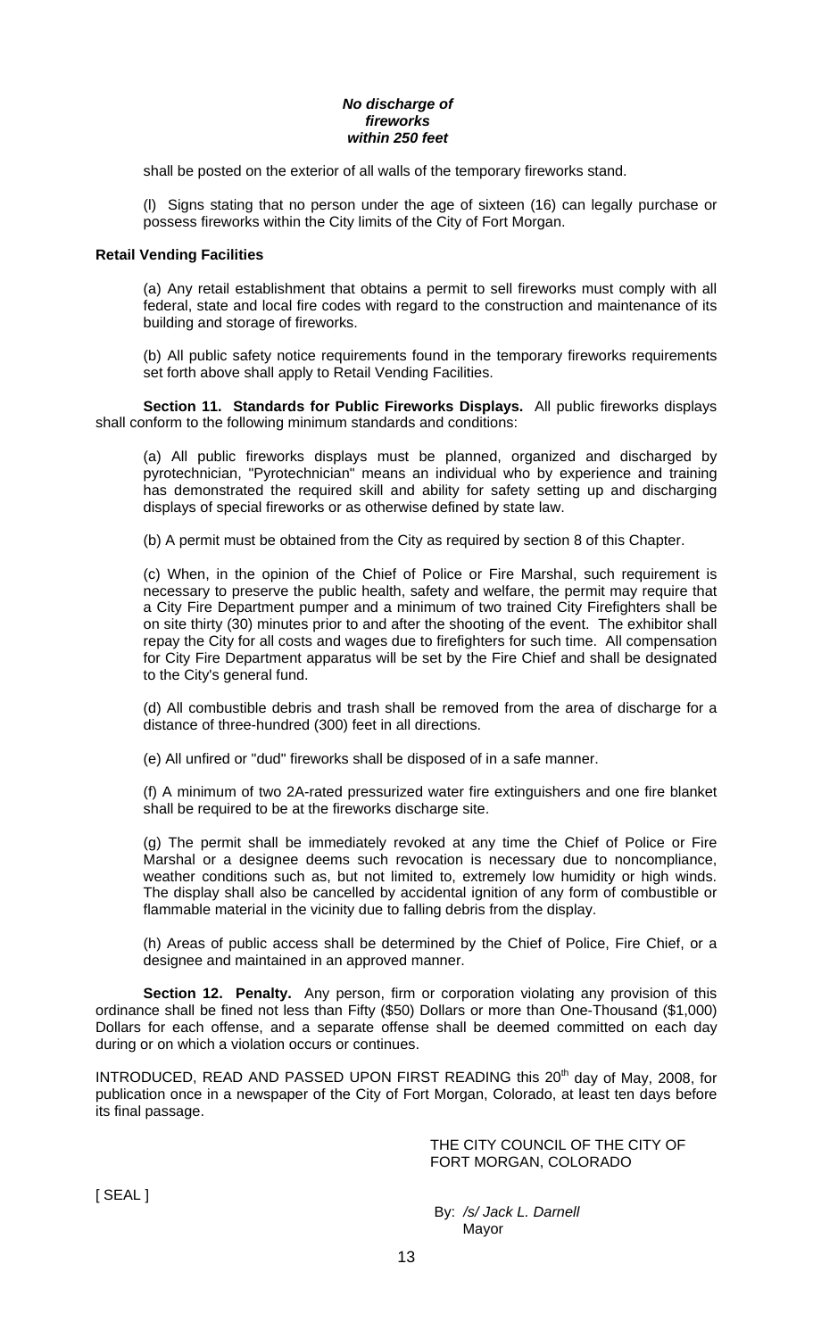***No discharge of fireworks within 250 feet***

shall be posted on the exterior of all walls of the temporary fireworks stand.

(l) Signs stating that no person under the age of sixteen (16) can legally purchase or possess fireworks within the City limits of the City of Fort Morgan.

**Retail Vending Facilities**

(a) Any retail establishment that obtains a permit to sell fireworks must comply with all federal, state and local fire codes with regard to the construction and maintenance of its building and storage of fireworks.

(b) All public safety notice requirements found in the temporary fireworks requirements set forth above shall apply to Retail Vending Facilities.

**Section 11. Standards for Public Fireworks Displays.** All public fireworks displays shall conform to the following minimum standards and conditions:

(a) All public fireworks displays must be planned, organized and discharged by pyrotechnician, "Pyrotechnician" means an individual who by experience and training has demonstrated the required skill and ability for safety setting up and discharging displays of special fireworks or as otherwise defined by state law.

(b) A permit must be obtained from the City as required by section 8 of this Chapter.

(c) When, in the opinion of the Chief of Police or Fire Marshal, such requirement is necessary to preserve the public health, safety and welfare, the permit may require that a City Fire Department pumper and a minimum of two trained City Firefighters shall be on site thirty (30) minutes prior to and after the shooting of the event. The exhibitor shall repay the City for all costs and wages due to firefighters for such time. All compensation for City Fire Department apparatus will be set by the Fire Chief and shall be designated to the City's general fund.

(d) All combustible debris and trash shall be removed from the area of discharge for a distance of three-hundred (300) feet in all directions.

(e) All unfired or "dud" fireworks shall be disposed of in a safe manner.

(f) A minimum of two 2A-rated pressurized water fire extinguishers and one fire blanket shall be required to be at the fireworks discharge site.

(g) The permit shall be immediately revoked at any time the Chief of Police or Fire Marshal or a designee deems such revocation is necessary due to noncompliance, weather conditions such as, but not limited to, extremely low humidity or high winds. The display shall also be cancelled by accidental ignition of any form of combustible or flammable material in the vicinity due to falling debris from the display.

(h) Areas of public access shall be determined by the Chief of Police, Fire Chief, or a designee and maintained in an approved manner.

**Section 12. Penalty.** Any person, firm or corporation violating any provision of this ordinance shall be fined not less than Fifty ($50) Dollars or more than One-Thousand ($1,000) Dollars for each offense, and a separate offense shall be deemed committed on each day during or on which a violation occurs or continues.

INTRODUCED, READ AND PASSED UPON FIRST READING this 20th day of May, 2008, for publication once in a newspaper of the City of Fort Morgan, Colorado, at least ten days before its final passage.

THE CITY COUNCIL OF THE CITY OF FORT MORGAN, COLORADO

[ SEAL ]

By: */s/ Jack L. Darnell*
Mayor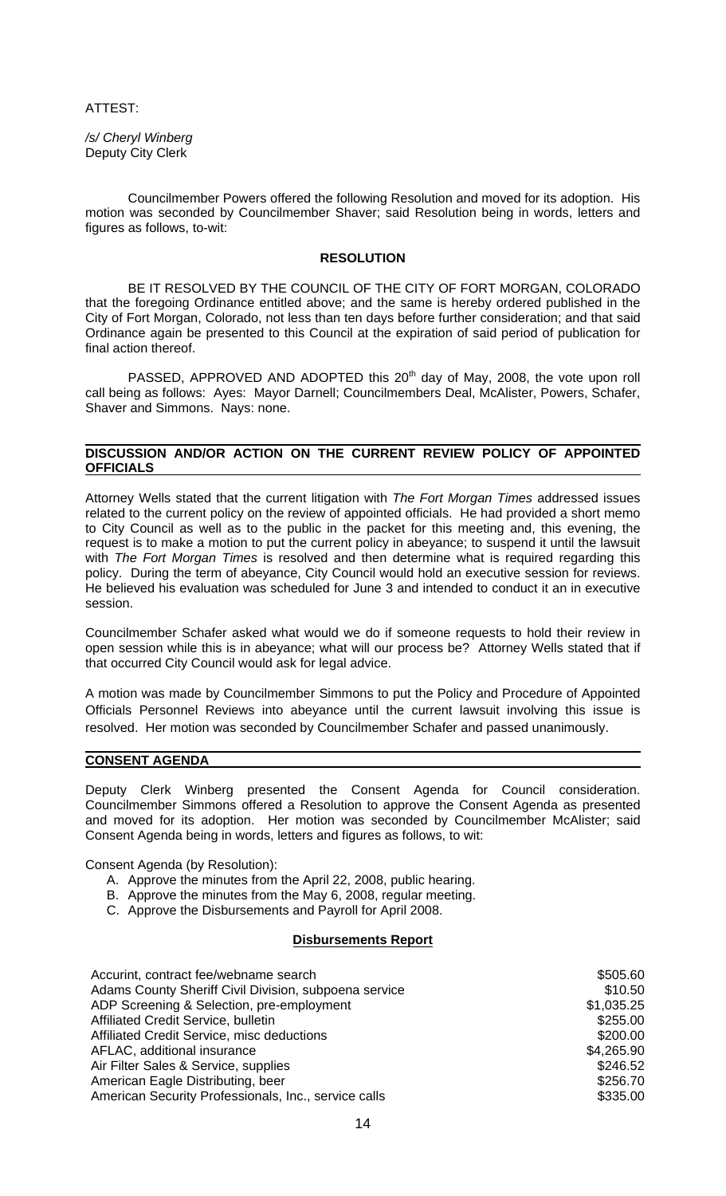ATTEST:

*/s/ Cheryl Winberg*
Deputy City Clerk

Councilmember Powers offered the following Resolution and moved for its adoption. His motion was seconded by Councilmember Shaver; said Resolution being in words, letters and figures as follows, to-wit:

**RESOLUTION**

BE IT RESOLVED BY THE COUNCIL OF THE CITY OF FORT MORGAN, COLORADO that the foregoing Ordinance entitled above; and the same is hereby ordered published in the City of Fort Morgan, Colorado, not less than ten days before further consideration; and that said Ordinance again be presented to this Council at the expiration of said period of publication for final action thereof.

PASSED, APPROVED AND ADOPTED this 20th day of May, 2008, the vote upon roll call being as follows: Ayes: Mayor Darnell; Councilmembers Deal, McAlister, Powers, Schafer, Shaver and Simmons. Nays: none.

## DISCUSSION AND/OR ACTION ON THE CURRENT REVIEW POLICY OF APPOINTED OFFICIALS

Attorney Wells stated that the current litigation with *The Fort Morgan Times* addressed issues related to the current policy on the review of appointed officials. He had provided a short memo to City Council as well as to the public in the packet for this meeting and, this evening, the request is to make a motion to put the current policy in abeyance; to suspend it until the lawsuit with *The Fort Morgan Times* is resolved and then determine what is required regarding this policy. During the term of abeyance, City Council would hold an executive session for reviews. He believed his evaluation was scheduled for June 3 and intended to conduct it an in executive session.

Councilmember Schafer asked what would we do if someone requests to hold their review in open session while this is in abeyance; what will our process be? Attorney Wells stated that if that occurred City Council would ask for legal advice.

A motion was made by Councilmember Simmons to put the Policy and Procedure of Appointed Officials Personnel Reviews into abeyance until the current lawsuit involving this issue is resolved. Her motion was seconded by Councilmember Schafer and passed unanimously.

## CONSENT AGENDA

Deputy Clerk Winberg presented the Consent Agenda for Council consideration. Councilmember Simmons offered a Resolution to approve the Consent Agenda as presented and moved for its adoption. Her motion was seconded by Councilmember McAlister; said Consent Agenda being in words, letters and figures as follows, to wit:

Consent Agenda (by Resolution):

A. Approve the minutes from the April 22, 2008, public hearing.
B. Approve the minutes from the May 6, 2008, regular meeting.
C. Approve the Disbursements and Payroll for April 2008.

**Disbursements Report**

| | |
|---|---:|
| Accurint, contract fee/webname search | $505.60 |
| Adams County Sheriff Civil Division, subpoena service | $10.50 |
| ADP Screening & Selection, pre-employment | $1,035.25 |
| Affiliated Credit Service, bulletin | $255.00 |
| Affiliated Credit Service, misc deductions | $200.00 |
| AFLAC, additional insurance | $4,265.90 |
| Air Filter Sales & Service, supplies | $246.52 |
| American Eagle Distributing, beer | $256.70 |
| American Security Professionals, Inc., service calls | $335.00 |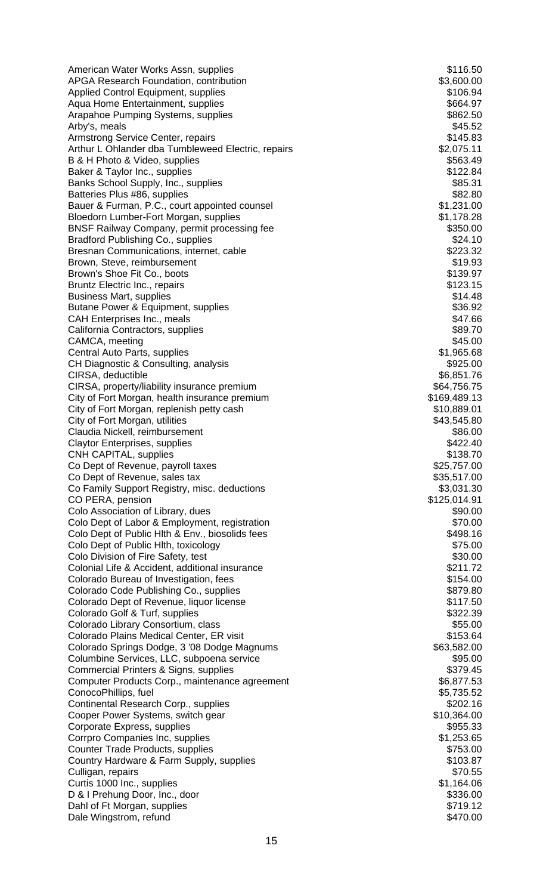| | |
|---|---|
| American Water Works Assn, supplies | $116.50 |
| APGA Research Foundation, contribution | $3,600.00 |
| Applied Control Equipment, supplies | $106.94 |
| Aqua Home Entertainment, supplies | $664.97 |
| Arapahoe Pumping Systems, supplies | $862.50 |
| Arby's, meals | $45.52 |
| Armstrong Service Center, repairs | $145.83 |
| Arthur L Ohlander dba Tumbleweed Electric, repairs | $2,075.11 |
| B & H Photo & Video, supplies | $563.49 |
| Baker & Taylor Inc., supplies | $122.84 |
| Banks School Supply, Inc., supplies | $85.31 |
| Batteries Plus #86, supplies | $82.80 |
| Bauer & Furman, P.C., court appointed counsel | $1,231.00 |
| Bloedorn Lumber-Fort Morgan, supplies | $1,178.28 |
| BNSF Railway Company, permit processing fee | $350.00 |
| Bradford Publishing Co., supplies | $24.10 |
| Bresnan Communications, internet, cable | $223.32 |
| Brown, Steve, reimbursement | $19.93 |
| Brown's Shoe Fit Co., boots | $139.97 |
| Bruntz Electric Inc., repairs | $123.15 |
| Business Mart, supplies | $14.48 |
| Butane Power & Equipment, supplies | $36.92 |
| CAH Enterprises Inc., meals | $47.66 |
| California Contractors, supplies | $89.70 |
| CAMCA, meeting | $45.00 |
| Central Auto Parts, supplies | $1,965.68 |
| CH Diagnostic & Consulting, analysis | $925.00 |
| CIRSA, deductible | $6,851.76 |
| CIRSA, property/liability insurance premium | $64,756.75 |
| City of Fort Morgan, health insurance premium | $169,489.13 |
| City of Fort Morgan, replenish petty cash | $10,889.01 |
| City of Fort Morgan, utilities | $43,545.80 |
| Claudia Nickell, reimbursement | $86.00 |
| Claytor Enterprises, supplies | $422.40 |
| CNH CAPITAL, supplies | $138.70 |
| Co Dept of Revenue, payroll taxes | $25,757.00 |
| Co Dept of Revenue, sales tax | $35,517.00 |
| Co Family Support Registry, misc. deductions | $3,031.30 |
| CO PERA, pension | $125,014.91 |
| Colo Association of Library, dues | $90.00 |
| Colo Dept of Labor & Employment, registration | $70.00 |
| Colo Dept of Public Hlth & Env., biosolids fees | $498.16 |
| Colo Dept of Public Hlth, toxicology | $75.00 |
| Colo Division of Fire Safety, test | $30.00 |
| Colonial Life & Accident, additional insurance | $211.72 |
| Colorado Bureau of Investigation, fees | $154.00 |
| Colorado Code Publishing Co., supplies | $879.80 |
| Colorado Dept of Revenue, liquor license | $117.50 |
| Colorado Golf & Turf, supplies | $322.39 |
| Colorado Library Consortium, class | $55.00 |
| Colorado Plains Medical Center, ER visit | $153.64 |
| Colorado Springs Dodge, 3 '08 Dodge Magnums | $63,582.00 |
| Columbine Services, LLC, subpoena service | $95.00 |
| Commercial Printers & Signs, supplies | $379.45 |
| Computer Products Corp., maintenance agreement | $6,877.53 |
| ConocoPhillips, fuel | $5,735.52 |
| Continental Research Corp., supplies | $202.16 |
| Cooper Power Systems, switch gear | $10,364.00 |
| Corporate Express, supplies | $955.33 |
| Corrpro Companies Inc, supplies | $1,253.65 |
| Counter Trade Products, supplies | $753.00 |
| Country Hardware & Farm Supply, supplies | $103.87 |
| Culligan, repairs | $70.55 |
| Curtis 1000 Inc., supplies | $1,164.06 |
| D & I Prehung Door, Inc., door | $336.00 |
| Dahl of Ft Morgan, supplies | $719.12 |
| Dale Wingstrom, refund | $470.00 |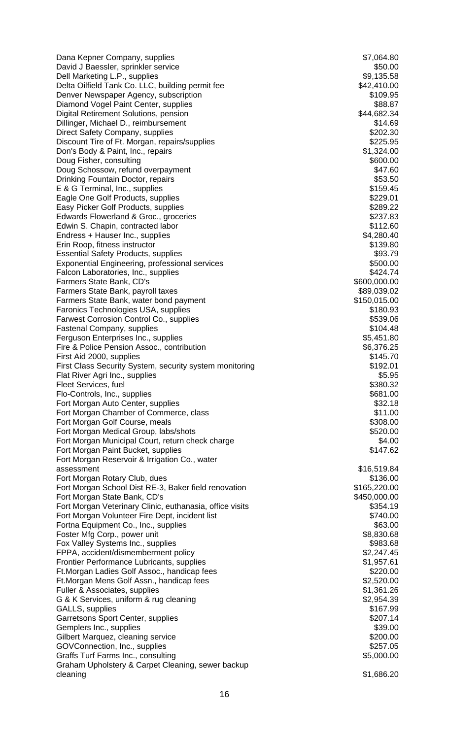| | |
|---|---|
| Dana Kepner Company, supplies | $7,064.80 |
| David J Baessler, sprinkler service | $50.00 |
| Dell Marketing L.P., supplies | $9,135.58 |
| Delta Oilfield Tank Co. LLC, building permit fee | $42,410.00 |
| Denver Newspaper Agency, subscription | $109.95 |
| Diamond Vogel Paint Center, supplies | $88.87 |
| Digital Retirement Solutions, pension | $44,682.34 |
| Dillinger, Michael D., reimbursement | $14.69 |
| Direct Safety Company, supplies | $202.30 |
| Discount Tire of Ft. Morgan, repairs/supplies | $225.95 |
| Don's Body & Paint, Inc., repairs | $1,324.00 |
| Doug Fisher, consulting | $600.00 |
| Doug Schossow, refund overpayment | $47.60 |
| Drinking Fountain Doctor, repairs | $53.50 |
| E & G Terminal, Inc., supplies | $159.45 |
| Eagle One Golf Products, supplies | $229.01 |
| Easy Picker Golf Products, supplies | $289.22 |
| Edwards Flowerland & Groc., groceries | $237.83 |
| Edwin S. Chapin, contracted labor | $112.60 |
| Endress + Hauser Inc., supplies | $4,280.40 |
| Erin Roop, fitness instructor | $139.80 |
| Essential Safety Products, supplies | $93.79 |
| Exponential Engineering, professional services | $500.00 |
| Falcon Laboratories, Inc., supplies | $424.74 |
| Farmers State Bank, CD's | $600,000.00 |
| Farmers State Bank, payroll taxes | $89,039.02 |
| Farmers State Bank, water bond payment | $150,015.00 |
| Faronics Technologies USA, supplies | $180.93 |
| Farwest Corrosion Control Co., supplies | $539.06 |
| Fastenal Company, supplies | $104.48 |
| Ferguson Enterprises Inc., supplies | $5,451.80 |
| Fire & Police Pension Assoc., contribution | $6,376.25 |
| First Aid 2000, supplies | $145.70 |
| First Class Security System, security system monitoring | $192.01 |
| Flat River Agri Inc., supplies | $5.95 |
| Fleet Services, fuel | $380.32 |
| Flo-Controls, Inc., supplies | $681.00 |
| Fort Morgan Auto Center, supplies | $32.18 |
| Fort Morgan Chamber of Commerce, class | $11.00 |
| Fort Morgan Golf Course, meals | $308.00 |
| Fort Morgan Medical Group, labs/shots | $520.00 |
| Fort Morgan Municipal Court, return check charge | $4.00 |
| Fort Morgan Paint Bucket, supplies | $147.62 |
| Fort Morgan Reservoir & Irrigation Co., water assessment | $16,519.84 |
| Fort Morgan Rotary Club, dues | $136.00 |
| Fort Morgan School Dist RE-3, Baker field renovation | $165,220.00 |
| Fort Morgan State Bank, CD's | $450,000.00 |
| Fort Morgan Veterinary Clinic, euthanasia, office visits | $354.19 |
| Fort Morgan Volunteer Fire Dept, incident list | $740.00 |
| Fortna Equipment Co., Inc., supplies | $63.00 |
| Foster Mfg Corp., power unit | $8,830.68 |
| Fox Valley Systems Inc., supplies | $983.68 |
| FPPA, accident/dismemberment policy | $2,247.45 |
| Frontier Performance Lubricants, supplies | $1,957.61 |
| Ft.Morgan Ladies Golf Assoc., handicap fees | $220.00 |
| Ft.Morgan Mens Golf Assn., handicap fees | $2,520.00 |
| Fuller & Associates, supplies | $1,361.26 |
| G & K Services, uniform & rug cleaning | $2,954.39 |
| GALLS, supplies | $167.99 |
| Garretsons Sport Center, supplies | $207.14 |
| Gemplers Inc., supplies | $39.00 |
| Gilbert Marquez, cleaning service | $200.00 |
| GOVConnection, Inc., supplies | $257.05 |
| Graffs Turf Farms Inc., consulting | $5,000.00 |
| Graham Upholstery & Carpet Cleaning, sewer backup cleaning | $1,686.20 |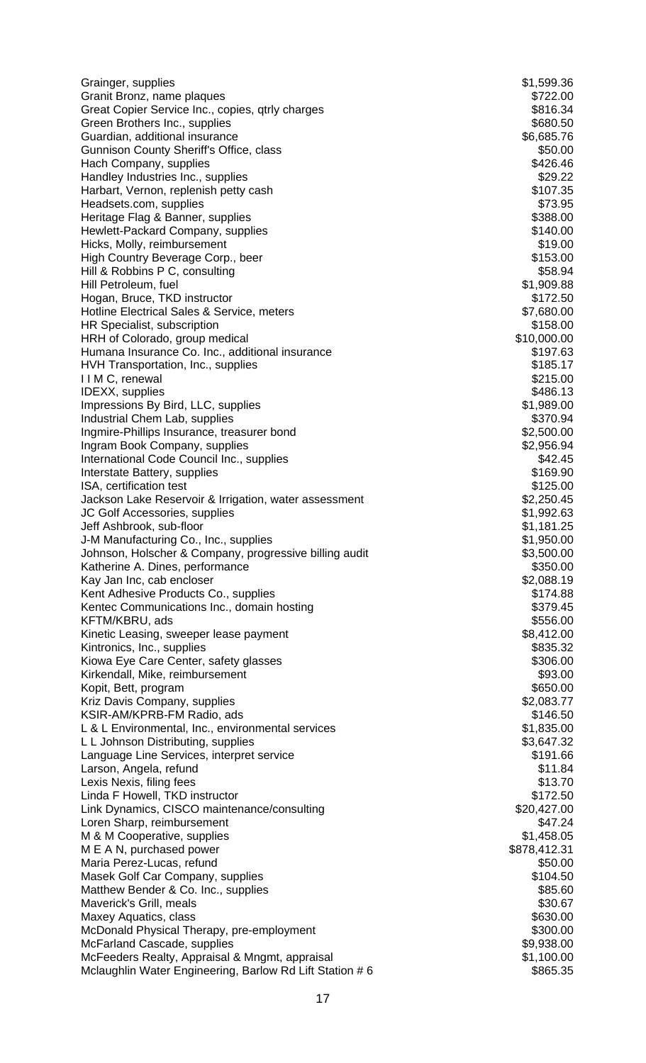| | |
|---|---|
| Grainger, supplies | $1,599.36 |
| Granit Bronz, name plaques | $722.00 |
| Great Copier Service Inc., copies, qtrly charges | $816.34 |
| Green Brothers Inc., supplies | $680.50 |
| Guardian, additional insurance | $6,685.76 |
| Gunnison County Sheriff's Office, class | $50.00 |
| Hach Company, supplies | $426.46 |
| Handley Industries Inc., supplies | $29.22 |
| Harbart, Vernon, replenish petty cash | $107.35 |
| Headsets.com, supplies | $73.95 |
| Heritage Flag & Banner, supplies | $388.00 |
| Hewlett-Packard Company, supplies | $140.00 |
| Hicks, Molly, reimbursement | $19.00 |
| High Country Beverage Corp., beer | $153.00 |
| Hill & Robbins P C, consulting | $58.94 |
| Hill Petroleum, fuel | $1,909.88 |
| Hogan, Bruce, TKD instructor | $172.50 |
| Hotline Electrical Sales & Service, meters | $7,680.00 |
| HR Specialist, subscription | $158.00 |
| HRH of Colorado, group medical | $10,000.00 |
| Humana Insurance Co. Inc., additional insurance | $197.63 |
| HVH Transportation, Inc., supplies | $185.17 |
| I I M C, renewal | $215.00 |
| IDEXX, supplies | $486.13 |
| Impressions By Bird, LLC, supplies | $1,989.00 |
| Industrial Chem Lab, supplies | $370.94 |
| Ingmire-Phillips Insurance, treasurer bond | $2,500.00 |
| Ingram Book Company, supplies | $2,956.94 |
| International Code Council Inc., supplies | $42.45 |
| Interstate Battery, supplies | $169.90 |
| ISA, certification test | $125.00 |
| Jackson Lake Reservoir & Irrigation, water assessment | $2,250.45 |
| JC Golf Accessories, supplies | $1,992.63 |
| Jeff Ashbrook, sub-floor | $1,181.25 |
| J-M Manufacturing Co., Inc., supplies | $1,950.00 |
| Johnson, Holscher & Company, progressive billing audit | $3,500.00 |
| Katherine A. Dines, performance | $350.00 |
| Kay Jan Inc, cab encloser | $2,088.19 |
| Kent Adhesive Products Co., supplies | $174.88 |
| Kentec Communications Inc., domain hosting | $379.45 |
| KFTM/KBRU, ads | $556.00 |
| Kinetic Leasing, sweeper lease payment | $8,412.00 |
| Kintronics, Inc., supplies | $835.32 |
| Kiowa Eye Care Center, safety glasses | $306.00 |
| Kirkendall, Mike, reimbursement | $93.00 |
| Kopit, Bett, program | $650.00 |
| Kriz Davis Company, supplies | $2,083.77 |
| KSIR-AM/KPRB-FM Radio, ads | $146.50 |
| L & L Environmental, Inc., environmental services | $1,835.00 |
| L L Johnson Distributing, supplies | $3,647.32 |
| Language Line Services, interpret service | $191.66 |
| Larson, Angela, refund | $11.84 |
| Lexis Nexis, filing fees | $13.70 |
| Linda F Howell, TKD instructor | $172.50 |
| Link Dynamics, CISCO maintenance/consulting | $20,427.00 |
| Loren Sharp, reimbursement | $47.24 |
| M & M Cooperative, supplies | $1,458.05 |
| M E A N, purchased power | $878,412.31 |
| Maria Perez-Lucas, refund | $50.00 |
| Masek Golf Car Company, supplies | $104.50 |
| Matthew Bender & Co. Inc., supplies | $85.60 |
| Maverick's Grill, meals | $30.67 |
| Maxey Aquatics, class | $630.00 |
| McDonald Physical Therapy, pre-employment | $300.00 |
| McFarland Cascade, supplies | $9,938.00 |
| McFeeders Realty, Appraisal & Mngmt, appraisal | $1,100.00 |
| Mclaughlin Water Engineering, Barlow Rd Lift Station # 6 | $865.35 |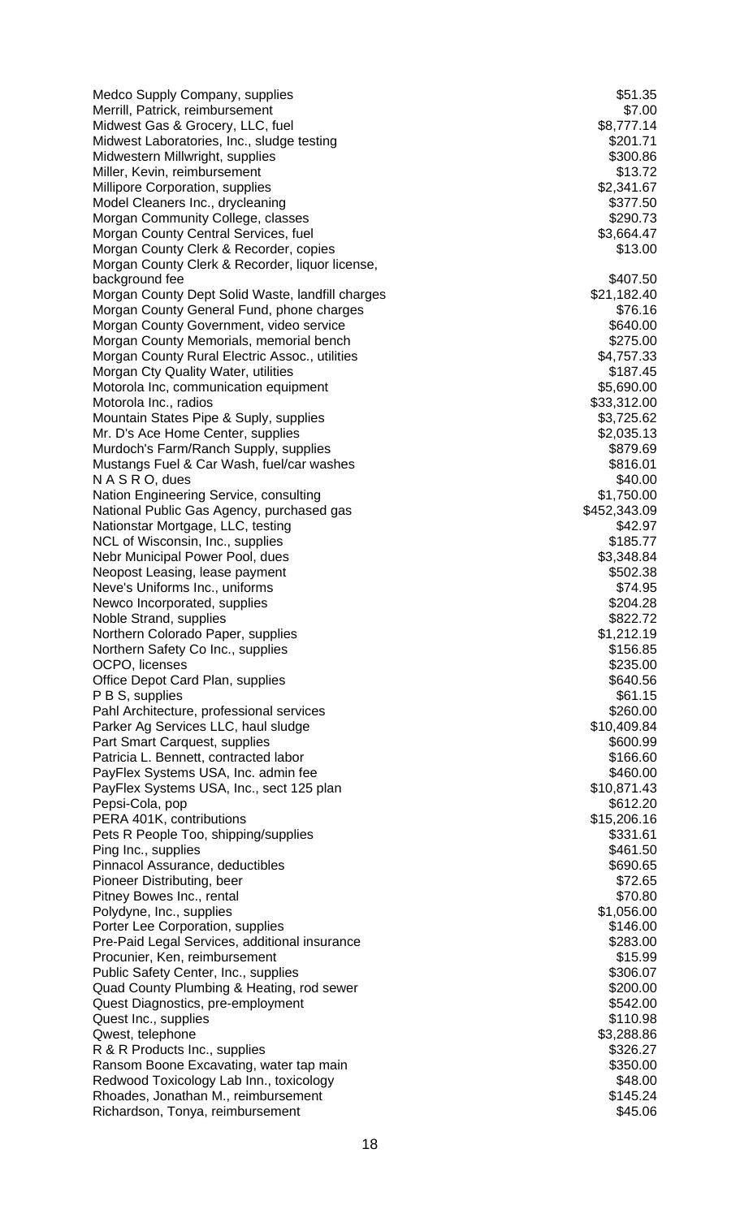| | |
|---|---|
| Medco Supply Company, supplies | $51.35 |
| Merrill, Patrick, reimbursement | $7.00 |
| Midwest Gas & Grocery, LLC, fuel | $8,777.14 |
| Midwest Laboratories, Inc., sludge testing | $201.71 |
| Midwestern Millwright, supplies | $300.86 |
| Miller, Kevin, reimbursement | $13.72 |
| Millipore Corporation, supplies | $2,341.67 |
| Model Cleaners Inc., drycleaning | $377.50 |
| Morgan Community College, classes | $290.73 |
| Morgan County Central Services, fuel | $3,664.47 |
| Morgan County Clerk & Recorder, copies | $13.00 |
| Morgan County Clerk & Recorder, liquor license, background fee | $407.50 |
| Morgan County Dept Solid Waste, landfill charges | $21,182.40 |
| Morgan County General Fund, phone charges | $76.16 |
| Morgan County Government, video service | $640.00 |
| Morgan County Memorials, memorial bench | $275.00 |
| Morgan County Rural Electric Assoc., utilities | $4,757.33 |
| Morgan Cty Quality Water, utilities | $187.45 |
| Motorola Inc, communication equipment | $5,690.00 |
| Motorola Inc., radios | $33,312.00 |
| Mountain States Pipe & Suply, supplies | $3,725.62 |
| Mr. D's Ace Home Center, supplies | $2,035.13 |
| Murdoch's Farm/Ranch Supply, supplies | $879.69 |
| Mustangs Fuel & Car Wash, fuel/car washes | $816.01 |
| N A S R O, dues | $40.00 |
| Nation Engineering Service, consulting | $1,750.00 |
| National Public Gas Agency, purchased gas | $452,343.09 |
| Nationstar Mortgage, LLC, testing | $42.97 |
| NCL of Wisconsin, Inc., supplies | $185.77 |
| Nebr Municipal Power Pool, dues | $3,348.84 |
| Neopost Leasing, lease payment | $502.38 |
| Neve's Uniforms Inc., uniforms | $74.95 |
| Newco Incorporated, supplies | $204.28 |
| Noble Strand, supplies | $822.72 |
| Northern Colorado Paper, supplies | $1,212.19 |
| Northern Safety Co Inc., supplies | $156.85 |
| OCPO, licenses | $235.00 |
| Office Depot Card Plan, supplies | $640.56 |
| P B S, supplies | $61.15 |
| Pahl Architecture, professional services | $260.00 |
| Parker Ag Services LLC, haul sludge | $10,409.84 |
| Part Smart Carquest, supplies | $600.99 |
| Patricia L. Bennett, contracted labor | $166.60 |
| PayFlex Systems USA, Inc. admin fee | $460.00 |
| PayFlex Systems USA, Inc., sect 125 plan | $10,871.43 |
| Pepsi-Cola, pop | $612.20 |
| PERA 401K, contributions | $15,206.16 |
| Pets R People Too, shipping/supplies | $331.61 |
| Ping Inc., supplies | $461.50 |
| Pinnacol Assurance, deductibles | $690.65 |
| Pioneer Distributing, beer | $72.65 |
| Pitney Bowes Inc., rental | $70.80 |
| Polydyne, Inc., supplies | $1,056.00 |
| Porter Lee Corporation, supplies | $146.00 |
| Pre-Paid Legal Services, additional insurance | $283.00 |
| Procunier, Ken, reimbursement | $15.99 |
| Public Safety Center, Inc., supplies | $306.07 |
| Quad County Plumbing & Heating, rod sewer | $200.00 |
| Quest Diagnostics, pre-employment | $542.00 |
| Quest Inc., supplies | $110.98 |
| Qwest, telephone | $3,288.86 |
| R & R Products Inc., supplies | $326.27 |
| Ransom Boone Excavating, water tap main | $350.00 |
| Redwood Toxicology Lab Inn., toxicology | $48.00 |
| Rhoades, Jonathan M., reimbursement | $145.24 |
| Richardson, Tonya, reimbursement | $45.06 |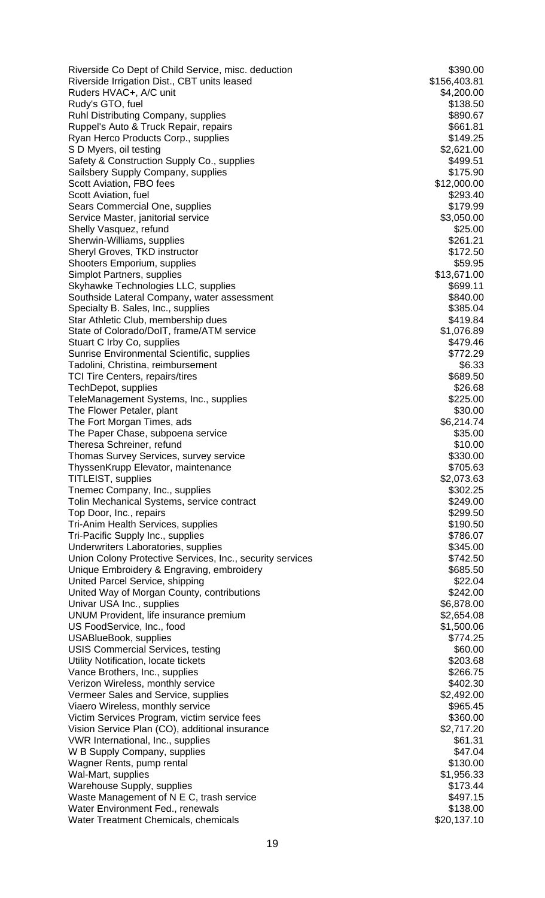| | |
|---|---|
| Riverside Co Dept of Child Service, misc. deduction | $390.00 |
| Riverside Irrigation Dist., CBT units leased | $156,403.81 |
| Ruders HVAC+, A/C unit | $4,200.00 |
| Rudy's GTO, fuel | $138.50 |
| Ruhl Distributing Company, supplies | $890.67 |
| Ruppel's Auto & Truck Repair, repairs | $661.81 |
| Ryan Herco Products Corp., supplies | $149.25 |
| S D Myers, oil testing | $2,621.00 |
| Safety & Construction Supply Co., supplies | $499.51 |
| Sailsbery Supply Company, supplies | $175.90 |
| Scott Aviation, FBO fees | $12,000.00 |
| Scott Aviation, fuel | $293.40 |
| Sears Commercial One, supplies | $179.99 |
| Service Master, janitorial service | $3,050.00 |
| Shelly Vasquez, refund | $25.00 |
| Sherwin-Williams, supplies | $261.21 |
| Sheryl Groves, TKD instructor | $172.50 |
| Shooters Emporium, supplies | $59.95 |
| Simplot Partners, supplies | $13,671.00 |
| Skyhawke Technologies LLC, supplies | $699.11 |
| Southside Lateral Company, water assessment | $840.00 |
| Specialty B. Sales, Inc., supplies | $385.04 |
| Star Athletic Club, membership dues | $419.84 |
| State of Colorado/DoIT, frame/ATM service | $1,076.89 |
| Stuart C Irby Co, supplies | $479.46 |
| Sunrise Environmental Scientific, supplies | $772.29 |
| Tadolini, Christina, reimbursement | $6.33 |
| TCI Tire Centers, repairs/tires | $689.50 |
| TechDepot, supplies | $26.68 |
| TeleManagement Systems, Inc., supplies | $225.00 |
| The Flower Petaler, plant | $30.00 |
| The Fort Morgan Times, ads | $6,214.74 |
| The Paper Chase, subpoena service | $35.00 |
| Theresa Schreiner, refund | $10.00 |
| Thomas Survey Services, survey service | $330.00 |
| ThyssenKrupp Elevator, maintenance | $705.63 |
| TITLEIST, supplies | $2,073.63 |
| Tnemec Company, Inc., supplies | $302.25 |
| Tolin Mechanical Systems, service contract | $249.00 |
| Top Door, Inc., repairs | $299.50 |
| Tri-Anim Health Services, supplies | $190.50 |
| Tri-Pacific Supply Inc., supplies | $786.07 |
| Underwriters Laboratories, supplies | $345.00 |
| Union Colony Protective Services, Inc., security services | $742.50 |
| Unique Embroidery & Engraving, embroidery | $685.50 |
| United Parcel Service, shipping | $22.04 |
| United Way of Morgan County, contributions | $242.00 |
| Univar USA Inc., supplies | $6,878.00 |
| UNUM Provident, life insurance premium | $2,654.08 |
| US FoodService, Inc., food | $1,500.06 |
| USABlueBook, supplies | $774.25 |
| USIS Commercial Services, testing | $60.00 |
| Utility Notification, locate tickets | $203.68 |
| Vance Brothers, Inc., supplies | $266.75 |
| Verizon Wireless, monthly service | $402.30 |
| Vermeer Sales and Service, supplies | $2,492.00 |
| Viaero Wireless, monthly service | $965.45 |
| Victim Services Program, victim service fees | $360.00 |
| Vision Service Plan (CO), additional insurance | $2,717.20 |
| VWR International, Inc., supplies | $61.31 |
| W B Supply Company, supplies | $47.04 |
| Wagner Rents, pump rental | $130.00 |
| Wal-Mart, supplies | $1,956.33 |
| Warehouse Supply, supplies | $173.44 |
| Waste Management of N E C, trash service | $497.15 |
| Water Environment Fed., renewals | $138.00 |
| Water Treatment Chemicals, chemicals | $20,137.10 |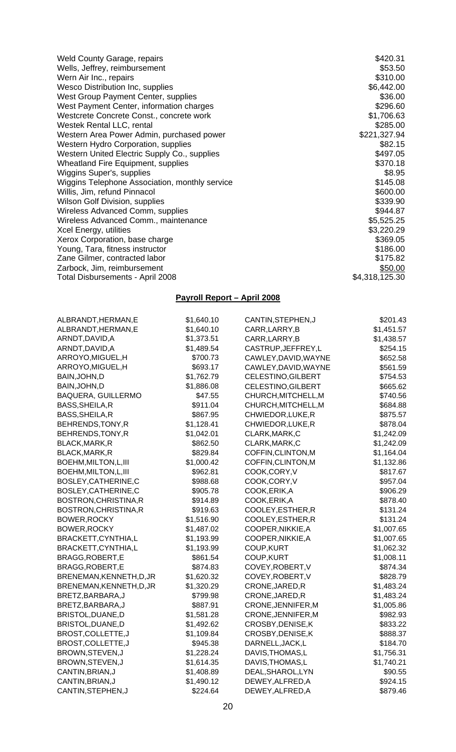| | |
|---|---|
| Weld County Garage, repairs | $420.31 |
| Wells, Jeffrey, reimbursement | $53.50 |
| Wern Air Inc., repairs | $310.00 |
| Wesco Distribution Inc, supplies | $6,442.00 |
| West Group Payment Center, supplies | $36.00 |
| West Payment Center, information charges | $296.60 |
| Westcrete Concrete Const., concrete work | $1,706.63 |
| Westek Rental LLC, rental | $285.00 |
| Western Area Power Admin, purchased power | $221,327.94 |
| Western Hydro Corporation, supplies | $82.15 |
| Western United Electric Supply Co., supplies | $497.05 |
| Wheatland Fire Equipment, supplies | $370.18 |
| Wiggins Super's, supplies | $8.95 |
| Wiggins Telephone Association, monthly service | $145.08 |
| Willis, Jim, refund Pinnacol | $600.00 |
| Wilson Golf Division, supplies | $339.90 |
| Wireless Advanced Comm, supplies | $944.87 |
| Wireless Advanced Comm., maintenance | $5,525.25 |
| Xcel Energy, utilities | $3,220.29 |
| Xerox Corporation, base charge | $369.05 |
| Young, Tara, fitness instructor | $186.00 |
| Zane Gilmer, contracted labor | $175.82 |
| Zarbock, Jim, reimbursement | $50.00 |
| Total Disbursements - April 2008 | $4,318,125.30 |

## Payroll Report – April 2008

| | |
|---|---|
| ALBRANDT,HERMAN,E | $1,640.10 |
| ALBRANDT,HERMAN,E | $1,640.10 |
| ARNDT,DAVID,A | $1,373.51 |
| ARNDT,DAVID,A | $1,489.54 |
| ARROYO,MIGUEL,H | $700.73 |
| ARROYO,MIGUEL,H | $693.17 |
| BAIN,JOHN,D | $1,762.79 |
| BAIN,JOHN,D | $1,886.08 |
| BAQUERA, GUILLERMO | $47.55 |
| BASS,SHEILA,R | $911.04 |
| BASS,SHEILA,R | $867.95 |
| BEHRENDS,TONY,R | $1,128.41 |
| BEHRENDS,TONY,R | $1,042.01 |
| BLACK,MARK,R | $862.50 |
| BLACK,MARK,R | $829.84 |
| BOEHM,MILTON,L,III | $1,000.42 |
| BOEHM,MILTON,L,III | $962.81 |
| BOSLEY,CATHERINE,C | $988.68 |
| BOSLEY,CATHERINE,C | $905.78 |
| BOSTRON,CHRISTINA,R | $914.89 |
| BOSTRON,CHRISTINA,R | $919.63 |
| BOWER,ROCKY | $1,516.90 |
| BOWER,ROCKY | $1,487.02 |
| BRACKETT,CYNTHIA,L | $1,193.99 |
| BRACKETT,CYNTHIA,L | $1,193.99 |
| BRAGG,ROBERT,E | $861.54 |
| BRAGG,ROBERT,E | $874.83 |
| BRENEMAN,KENNETH,D,JR | $1,620.32 |
| BRENEMAN,KENNETH,D,JR | $1,320.29 |
| BRETZ,BARBARA,J | $799.98 |
| BRETZ,BARBARA,J | $887.91 |
| BRISTOL,DUANE,D | $1,581.28 |
| BRISTOL,DUANE,D | $1,492.62 |
| BROST,COLLETTE,J | $1,109.84 |
| BROST,COLLETTE,J | $945.38 |
| BROWN,STEVEN,J | $1,228.24 |
| BROWN,STEVEN,J | $1,614.35 |
| CANTIN,BRIAN,J | $1,408.89 |
| CANTIN,BRIAN,J | $1,490.12 |
| CANTIN,STEPHEN,J | $224.64 |
| CANTIN,STEPHEN,J | $201.43 |
| CARR,LARRY,B | $1,451.57 |
| CARR,LARRY,B | $1,438.57 |
| CASTRUP,JEFFREY,L | $254.15 |
| CAWLEY,DAVID,WAYNE | $652.58 |
| CAWLEY,DAVID,WAYNE | $561.59 |
| CELESTINO,GILBERT | $754.53 |
| CELESTINO,GILBERT | $665.62 |
| CHURCH,MITCHELL,M | $740.56 |
| CHURCH,MITCHELL,M | $684.88 |
| CHWIEDOR,LUKE,R | $875.57 |
| CHWIEDOR,LUKE,R | $878.04 |
| CLARK,MARK,C | $1,242.09 |
| CLARK,MARK,C | $1,242.09 |
| COFFIN,CLINTON,M | $1,164.04 |
| COFFIN,CLINTON,M | $1,132.86 |
| COOK,CORY,V | $817.67 |
| COOK,CORY,V | $957.04 |
| COOK,ERIK,A | $906.29 |
| COOK,ERIK,A | $878.40 |
| COOLEY,ESTHER,R | $131.24 |
| COOLEY,ESTHER,R | $131.24 |
| COOPER,NIKKIE,A | $1,007.65 |
| COOPER,NIKKIE,A | $1,007.65 |
| COUP,KURT | $1,062.32 |
| COUP,KURT | $1,008.11 |
| COVEY,ROBERT,V | $874.34 |
| COVEY,ROBERT,V | $828.79 |
| CRONE,JARED,R | $1,483.24 |
| CRONE,JARED,R | $1,483.24 |
| CRONE,JENNIFER,M | $1,005.86 |
| CRONE,JENNIFER,M | $982.93 |
| CROSBY,DENISE,K | $833.22 |
| CROSBY,DENISE,K | $888.37 |
| DARNELL,JACK,L | $184.70 |
| DAVIS,THOMAS,L | $1,756.31 |
| DAVIS,THOMAS,L | $1,740.21 |
| DEAL,SHAROL,LYN | $90.55 |
| DEWEY,ALFRED,A | $924.15 |
| DEWEY,ALFRED,A | $879.46 |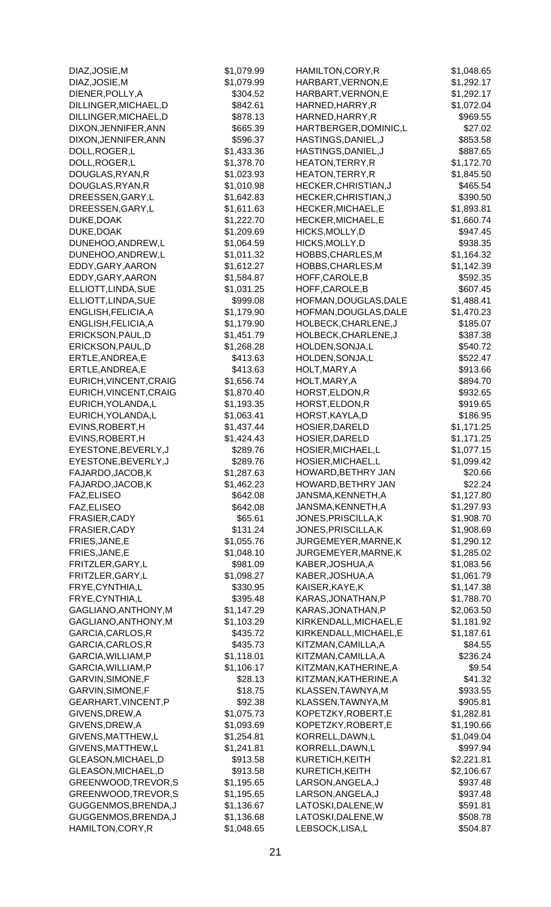| | |
|---|---|
| DIAZ,JOSIE,M | $1,079.99 |
| DIAZ,JOSIE,M | $1,079.99 |
| DIENER,POLLY,A | $304.52 |
| DILLINGER,MICHAEL,D | $842.61 |
| DILLINGER,MICHAEL,D | $878.13 |
| DIXON,JENNIFER,ANN | $665.39 |
| DIXON,JENNIFER,ANN | $596.37 |
| DOLL,ROGER,L | $1,433.36 |
| DOLL,ROGER,L | $1,378.70 |
| DOUGLAS,RYAN,R | $1,023.93 |
| DOUGLAS,RYAN,R | $1,010.98 |
| DREESSEN,GARY,L | $1,642.83 |
| DREESSEN,GARY,L | $1,611.63 |
| DUKE,DOAK | $1,222.70 |
| DUKE,DOAK | $1,209.69 |
| DUNEHOO,ANDREW,L | $1,064.59 |
| DUNEHOO,ANDREW,L | $1,011.32 |
| EDDY,GARY,AARON | $1,612.27 |
| EDDY,GARY,AARON | $1,584.87 |
| ELLIOTT,LINDA,SUE | $1,031.25 |
| ELLIOTT,LINDA,SUE | $999.08 |
| ENGLISH,FELICIA,A | $1,179.90 |
| ENGLISH,FELICIA,A | $1,179.90 |
| ERICKSON,PAUL,D | $1,451.79 |
| ERICKSON,PAUL,D | $1,268.28 |
| ERTLE,ANDREA,E | $413.63 |
| ERTLE,ANDREA,E | $413.63 |
| EURICH,VINCENT,CRAIG | $1,656.74 |
| EURICH,VINCENT,CRAIG | $1,870.40 |
| EURICH,YOLANDA,L | $1,193.35 |
| EURICH,YOLANDA,L | $1,063.41 |
| EVINS,ROBERT,H | $1,437.44 |
| EVINS,ROBERT,H | $1,424.43 |
| EYESTONE,BEVERLY,J | $289.76 |
| EYESTONE,BEVERLY,J | $289.76 |
| FAJARDO,JACOB,K | $1,287.63 |
| FAJARDO,JACOB,K | $1,462.23 |
| FAZ,ELISEO | $642.08 |
| FAZ,ELISEO | $642.08 |
| FRASIER,CADY | $65.61 |
| FRASIER,CADY | $131.24 |
| FRIES,JANE,E | $1,055.76 |
| FRIES,JANE,E | $1,048.10 |
| FRITZLER,GARY,L | $981.09 |
| FRITZLER,GARY,L | $1,098.27 |
| FRYE,CYNTHIA,L | $330.95 |
| FRYE,CYNTHIA,L | $395.48 |
| GAGLIANO,ANTHONY,M | $1,147.29 |
| GAGLIANO,ANTHONY,M | $1,103.29 |
| GARCIA,CARLOS,R | $435.72 |
| GARCIA,CARLOS,R | $435.73 |
| GARCIA,WILLIAM,P | $1,118.01 |
| GARCIA,WILLIAM,P | $1,106.17 |
| GARVIN,SIMONE,F | $28.13 |
| GARVIN,SIMONE,F | $18.75 |
| GEARHART,VINCENT,P | $92.38 |
| GIVENS,DREW,A | $1,075.73 |
| GIVENS,DREW,A | $1,093.69 |
| GIVENS,MATTHEW,L | $1,254.81 |
| GIVENS,MATTHEW,L | $1,241.81 |
| GLEASON,MICHAEL,D | $913.58 |
| GLEASON,MICHAEL,D | $913.58 |
| GREENWOOD,TREVOR,S | $1,195.65 |
| GREENWOOD,TREVOR,S | $1,195.65 |
| GUGGENMOS,BRENDA,J | $1,136.67 |
| GUGGENMOS,BRENDA,J | $1,136.68 |
| HAMILTON,CORY,R | $1,048.65 |
| HAMILTON,CORY,R | $1,048.65 |
| HARBART,VERNON,E | $1,292.17 |
| HARBART,VERNON,E | $1,292.17 |
| HARNED,HARRY,R | $1,072.04 |
| HARNED,HARRY,R | $969.55 |
| HARTBERGER,DOMINIC,L | $27.02 |
| HASTINGS,DANIEL,J | $853.58 |
| HASTINGS,DANIEL,J | $887.65 |
| HEATON,TERRY,R | $1,172.70 |
| HEATON,TERRY,R | $1,845.50 |
| HECKER,CHRISTIAN,J | $465.54 |
| HECKER,CHRISTIAN,J | $390.50 |
| HECKER,MICHAEL,E | $1,893.81 |
| HECKER,MICHAEL,E | $1,660.74 |
| HICKS,MOLLY,D | $947.45 |
| HICKS,MOLLY,D | $938.35 |
| HOBBS,CHARLES,M | $1,164.32 |
| HOBBS,CHARLES,M | $1,142.39 |
| HOFF,CAROLE,B | $592.35 |
| HOFF,CAROLE,B | $607.45 |
| HOFMAN,DOUGLAS,DALE | $1,488.41 |
| HOFMAN,DOUGLAS,DALE | $1,470.23 |
| HOLBECK,CHARLENE,J | $185.07 |
| HOLBECK,CHARLENE,J | $387.38 |
| HOLDEN,SONJA,L | $540.72 |
| HOLDEN,SONJA,L | $522.47 |
| HOLT,MARY,A | $913.66 |
| HOLT,MARY,A | $894.70 |
| HORST,ELDON,R | $932.65 |
| HORST,ELDON,R | $919.65 |
| HORST,KAYLA,D | $186.95 |
| HOSIER,DARELD | $1,171.25 |
| HOSIER,DARELD | $1,171.25 |
| HOSIER,MICHAEL,L | $1,077.15 |
| HOSIER,MICHAEL,L | $1,099.42 |
| HOWARD,BETHRY JAN | $20.66 |
| HOWARD,BETHRY JAN | $22.24 |
| JANSMA,KENNETH,A | $1,127.80 |
| JANSMA,KENNETH,A | $1,297.93 |
| JONES,PRISCILLA,K | $1,908.70 |
| JONES,PRISCILLA,K | $1,908.69 |
| JURGEMEYER,MARNE,K | $1,290.12 |
| JURGEMEYER,MARNE,K | $1,285.02 |
| KABER,JOSHUA,A | $1,083.56 |
| KABER,JOSHUA,A | $1,061.79 |
| KAISER,KAYE,K | $1,147.38 |
| KARAS,JONATHAN,P | $1,788.70 |
| KARAS,JONATHAN,P | $2,063.50 |
| KIRKENDALL,MICHAEL,E | $1,181.92 |
| KIRKENDALL,MICHAEL,E | $1,187.61 |
| KITZMAN,CAMILLA,A | $84.55 |
| KITZMAN,CAMILLA,A | $236.24 |
| KITZMAN,KATHERINE,A | $9.54 |
| KITZMAN,KATHERINE,A | $41.32 |
| KLASSEN,TAWNYA,M | $933.55 |
| KLASSEN,TAWNYA,M | $905.81 |
| KOPETZKY,ROBERT,E | $1,282.81 |
| KOPETZKY,ROBERT,E | $1,190.66 |
| KORRELL,DAWN,L | $1,049.04 |
| KORRELL,DAWN,L | $997.94 |
| KURETICH,KEITH | $2,221.81 |
| KURETICH,KEITH | $2,106.67 |
| LARSON,ANGELA,J | $937.48 |
| LARSON,ANGELA,J | $937.48 |
| LATOSKI,DALENE,W | $591.81 |
| LATOSKI,DALENE,W | $508.78 |
| LEBSOCK,LISA,L | $504.87 |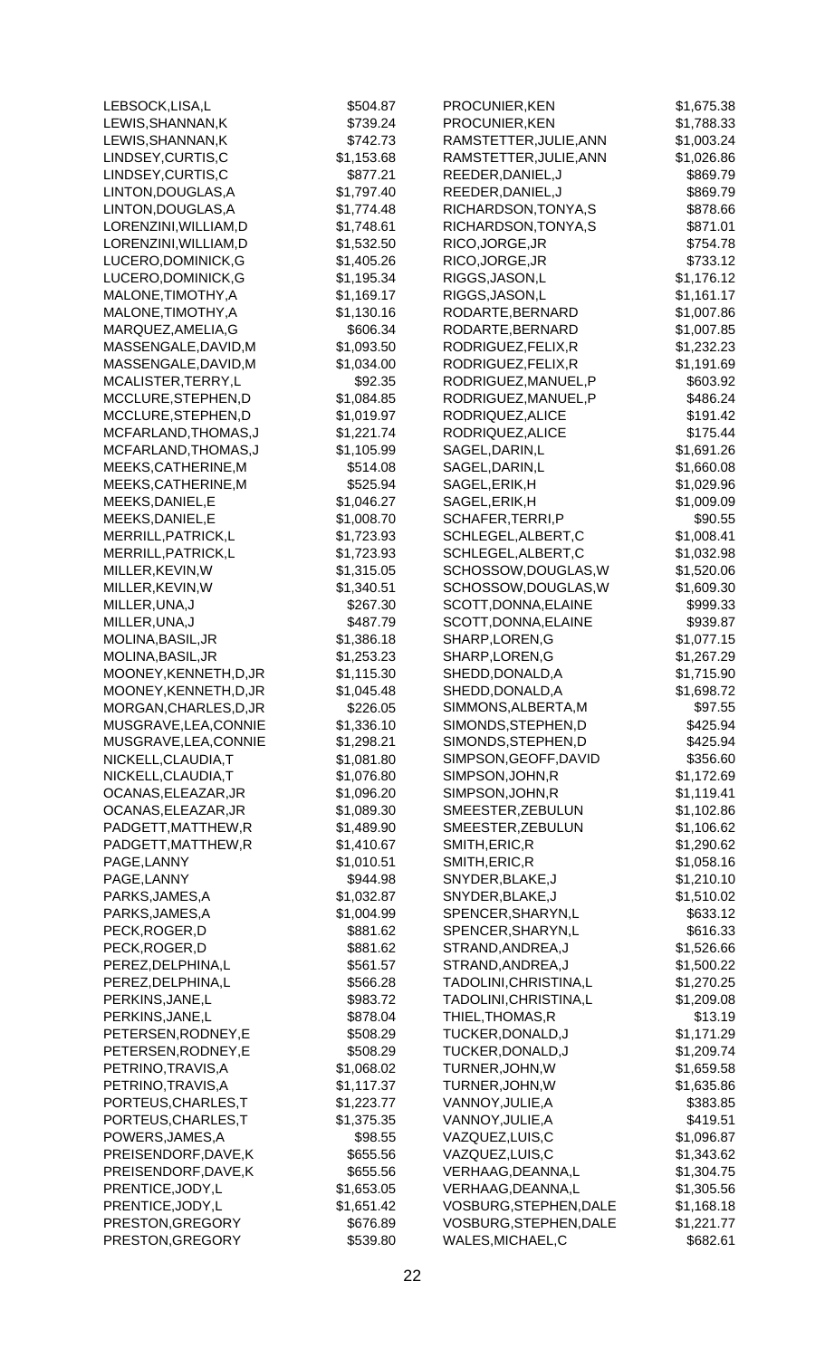| Name | Amount |
| --- | --- |
| LEBSOCK,LISA,L | $504.87 |
| LEWIS,SHANNAN,K | $739.24 |
| LEWIS,SHANNAN,K | $742.73 |
| LINDSEY,CURTIS,C | $1,153.68 |
| LINDSEY,CURTIS,C | $877.21 |
| LINTON,DOUGLAS,A | $1,797.40 |
| LINTON,DOUGLAS,A | $1,774.48 |
| LORENZINI,WILLIAM,D | $1,748.61 |
| LORENZINI,WILLIAM,D | $1,532.50 |
| LUCERO,DOMINICK,G | $1,405.26 |
| LUCERO,DOMINICK,G | $1,195.34 |
| MALONE,TIMOTHY,A | $1,169.17 |
| MALONE,TIMOTHY,A | $1,130.16 |
| MARQUEZ,AMELIA,G | $606.34 |
| MASSENGALE,DAVID,M | $1,093.50 |
| MASSENGALE,DAVID,M | $1,034.00 |
| MCALISTER,TERRY,L | $92.35 |
| MCCLURE,STEPHEN,D | $1,084.85 |
| MCCLURE,STEPHEN,D | $1,019.97 |
| MCFARLAND,THOMAS,J | $1,221.74 |
| MCFARLAND,THOMAS,J | $1,105.99 |
| MEEKS,CATHERINE,M | $514.08 |
| MEEKS,CATHERINE,M | $525.94 |
| MEEKS,DANIEL,E | $1,046.27 |
| MEEKS,DANIEL,E | $1,008.70 |
| MERRILL,PATRICK,L | $1,723.93 |
| MERRILL,PATRICK,L | $1,723.93 |
| MILLER,KEVIN,W | $1,315.05 |
| MILLER,KEVIN,W | $1,340.51 |
| MILLER,UNA,J | $267.30 |
| MILLER,UNA,J | $487.79 |
| MOLINA,BASIL,JR | $1,386.18 |
| MOLINA,BASIL,JR | $1,253.23 |
| MOONEY,KENNETH,D,JR | $1,115.30 |
| MOONEY,KENNETH,D,JR | $1,045.48 |
| MORGAN,CHARLES,D,JR | $226.05 |
| MUSGRAVE,LEA,CONNIE | $1,336.10 |
| MUSGRAVE,LEA,CONNIE | $1,298.21 |
| NICKELL,CLAUDIA,T | $1,081.80 |
| NICKELL,CLAUDIA,T | $1,076.80 |
| OCANAS,ELEAZAR,JR | $1,096.20 |
| OCANAS,ELEAZAR,JR | $1,089.30 |
| PADGETT,MATTHEW,R | $1,489.90 |
| PADGETT,MATTHEW,R | $1,410.67 |
| PAGE,LANNY | $1,010.51 |
| PAGE,LANNY | $944.98 |
| PARKS,JAMES,A | $1,032.87 |
| PARKS,JAMES,A | $1,004.99 |
| PECK,ROGER,D | $881.62 |
| PECK,ROGER,D | $881.62 |
| PEREZ,DELPHINA,L | $561.57 |
| PEREZ,DELPHINA,L | $566.28 |
| PERKINS,JANE,L | $983.72 |
| PERKINS,JANE,L | $878.04 |
| PETERSEN,RODNEY,E | $508.29 |
| PETERSEN,RODNEY,E | $508.29 |
| PETRINO,TRAVIS,A | $1,068.02 |
| PETRINO,TRAVIS,A | $1,117.37 |
| PORTEUS,CHARLES,T | $1,223.77 |
| PORTEUS,CHARLES,T | $1,375.35 |
| POWERS,JAMES,A | $98.55 |
| PREISENDORF,DAVE,K | $655.56 |
| PREISENDORF,DAVE,K | $655.56 |
| PRENTICE,JODY,L | $1,653.05 |
| PRENTICE,JODY,L | $1,651.42 |
| PRESTON,GREGORY | $676.89 |
| PRESTON,GREGORY | $539.80 |
| PROCUNIER,KEN | $1,675.38 |
| PROCUNIER,KEN | $1,788.33 |
| RAMSTETTER,JULIE,ANN | $1,003.24 |
| RAMSTETTER,JULIE,ANN | $1,026.86 |
| REEDER,DANIEL,J | $869.79 |
| REEDER,DANIEL,J | $869.79 |
| RICHARDSON,TONYA,S | $878.66 |
| RICHARDSON,TONYA,S | $871.01 |
| RICO,JORGE,JR | $754.78 |
| RICO,JORGE,JR | $733.12 |
| RIGGS,JASON,L | $1,176.12 |
| RIGGS,JASON,L | $1,161.17 |
| RODARTE,BERNARD | $1,007.86 |
| RODARTE,BERNARD | $1,007.85 |
| RODRIGUEZ,FELIX,R | $1,232.23 |
| RODRIGUEZ,FELIX,R | $1,191.69 |
| RODRIGUEZ,MANUEL,P | $603.92 |
| RODRIGUEZ,MANUEL,P | $486.24 |
| RODRIQUEZ,ALICE | $191.42 |
| RODRIQUEZ,ALICE | $175.44 |
| SAGEL,DARIN,L | $1,691.26 |
| SAGEL,DARIN,L | $1,660.08 |
| SAGEL,ERIK,H | $1,029.96 |
| SAGEL,ERIK,H | $1,009.09 |
| SCHAFER,TERRI,P | $90.55 |
| SCHLEGEL,ALBERT,C | $1,008.41 |
| SCHLEGEL,ALBERT,C | $1,032.98 |
| SCHOSSOW,DOUGLAS,W | $1,520.06 |
| SCHOSSOW,DOUGLAS,W | $1,609.30 |
| SCOTT,DONNA,ELAINE | $999.33 |
| SCOTT,DONNA,ELAINE | $939.87 |
| SHARP,LOREN,G | $1,077.15 |
| SHARP,LOREN,G | $1,267.29 |
| SHEDD,DONALD,A | $1,715.90 |
| SHEDD,DONALD,A | $1,698.72 |
| SIMMONS,ALBERTA,M | $97.55 |
| SIMONDS,STEPHEN,D | $425.94 |
| SIMONDS,STEPHEN,D | $425.94 |
| SIMPSON,GEOFF,DAVID | $356.60 |
| SIMPSON,JOHN,R | $1,172.69 |
| SIMPSON,JOHN,R | $1,119.41 |
| SMEESTER,ZEBULUN | $1,102.86 |
| SMEESTER,ZEBULUN | $1,106.62 |
| SMITH,ERIC,R | $1,290.62 |
| SMITH,ERIC,R | $1,058.16 |
| SNYDER,BLAKE,J | $1,210.10 |
| SNYDER,BLAKE,J | $1,510.02 |
| SPENCER,SHARYN,L | $633.12 |
| SPENCER,SHARYN,L | $616.33 |
| STRAND,ANDREA,J | $1,526.66 |
| STRAND,ANDREA,J | $1,500.22 |
| TADOLINI,CHRISTINA,L | $1,270.25 |
| TADOLINI,CHRISTINA,L | $1,209.08 |
| THIEL,THOMAS,R | $13.19 |
| TUCKER,DONALD,J | $1,171.29 |
| TUCKER,DONALD,J | $1,209.74 |
| TURNER,JOHN,W | $1,659.58 |
| TURNER,JOHN,W | $1,635.86 |
| VANNOY,JULIE,A | $383.85 |
| VANNOY,JULIE,A | $419.51 |
| VAZQUEZ,LUIS,C | $1,096.87 |
| VAZQUEZ,LUIS,C | $1,343.62 |
| VERHAAG,DEANNA,L | $1,304.75 |
| VERHAAG,DEANNA,L | $1,305.56 |
| VOSBURG,STEPHEN,DALE | $1,168.18 |
| VOSBURG,STEPHEN,DALE | $1,221.77 |
| WALES,MICHAEL,C | $682.61 |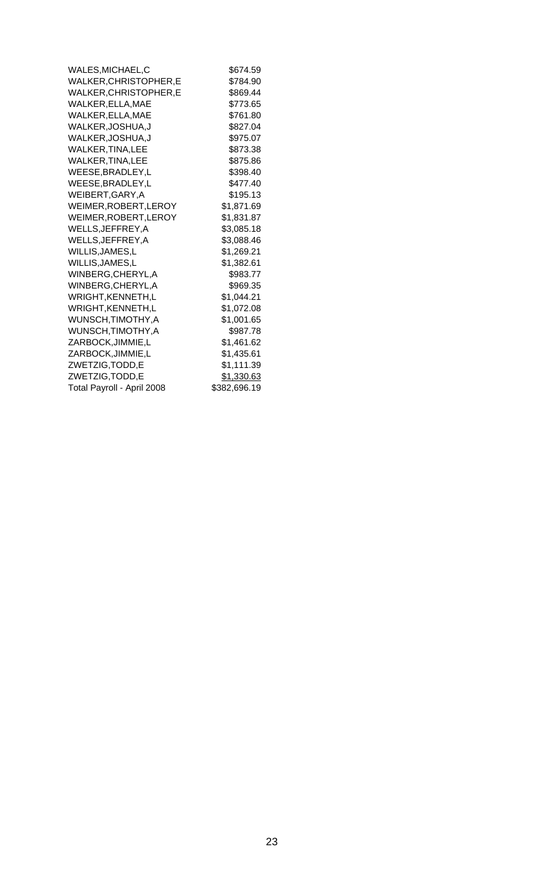| | |
|---|---|
| WALES,MICHAEL,C | $674.59 |
| WALKER,CHRISTOPHER,E | $784.90 |
| WALKER,CHRISTOPHER,E | $869.44 |
| WALKER,ELLA,MAE | $773.65 |
| WALKER,ELLA,MAE | $761.80 |
| WALKER,JOSHUA,J | $827.04 |
| WALKER,JOSHUA,J | $975.07 |
| WALKER,TINA,LEE | $873.38 |
| WALKER,TINA,LEE | $875.86 |
| WEESE,BRADLEY,L | $398.40 |
| WEESE,BRADLEY,L | $477.40 |
| WEIBERT,GARY,A | $195.13 |
| WEIMER,ROBERT,LEROY | $1,871.69 |
| WEIMER,ROBERT,LEROY | $1,831.87 |
| WELLS,JEFFREY,A | $3,085.18 |
| WELLS,JEFFREY,A | $3,088.46 |
| WILLIS,JAMES,L | $1,269.21 |
| WILLIS,JAMES,L | $1,382.61 |
| WINBERG,CHERYL,A | $983.77 |
| WINBERG,CHERYL,A | $969.35 |
| WRIGHT,KENNETH,L | $1,044.21 |
| WRIGHT,KENNETH,L | $1,072.08 |
| WUNSCH,TIMOTHY,A | $1,001.65 |
| WUNSCH,TIMOTHY,A | $987.78 |
| ZARBOCK,JIMMIE,L | $1,461.62 |
| ZARBOCK,JIMMIE,L | $1,435.61 |
| ZWETZIG,TODD,E | $1,111.39 |
| ZWETZIG,TODD,E | $1,330.63 |
| Total Payroll - April 2008 | $382,696.19 |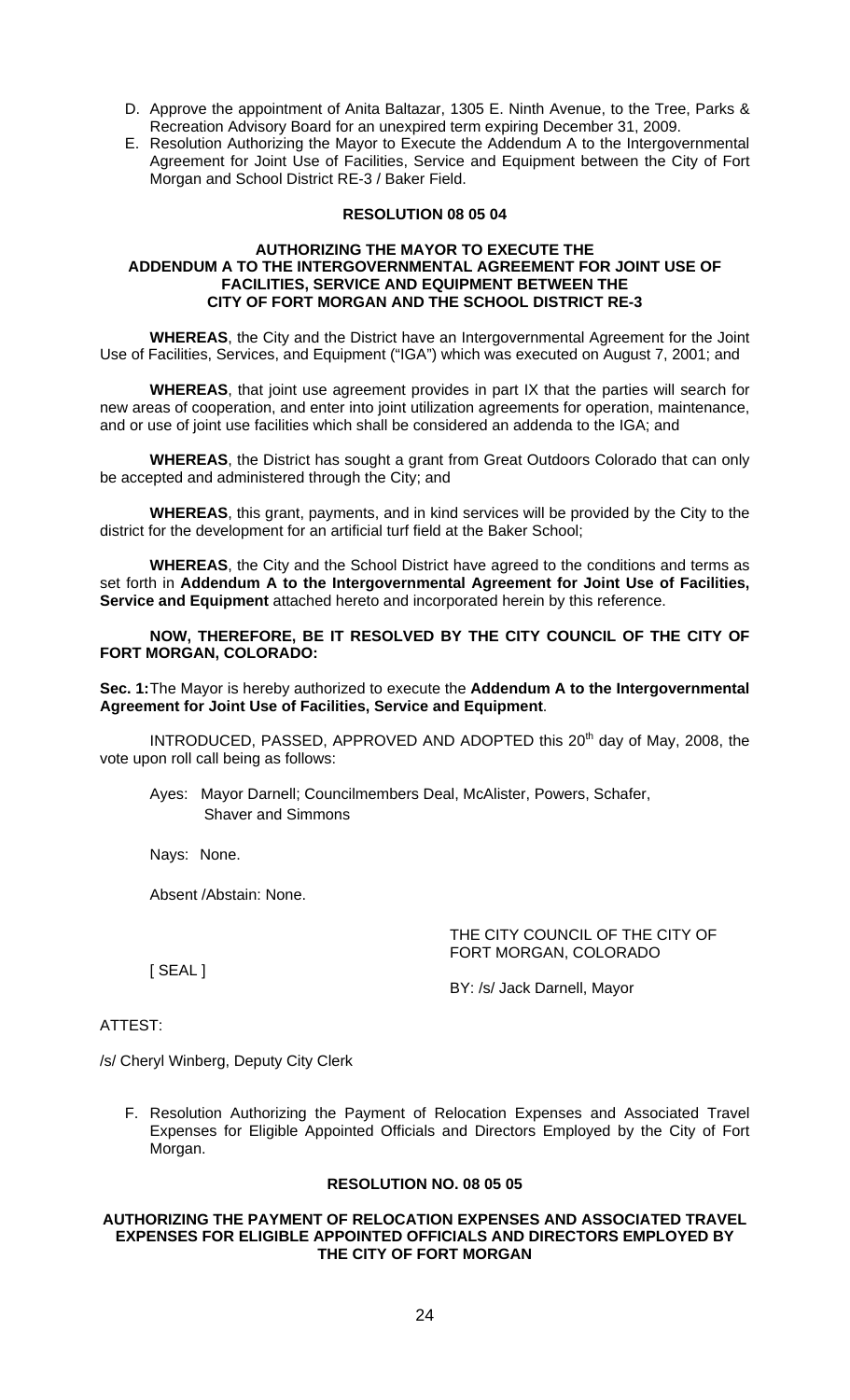D. Approve the appointment of Anita Baltazar, 1305 E. Ninth Avenue, to the Tree, Parks & Recreation Advisory Board for an unexpired term expiring December 31, 2009.

E. Resolution Authorizing the Mayor to Execute the Addendum A to the Intergovernmental Agreement for Joint Use of Facilities, Service and Equipment between the City of Fort Morgan and School District RE-3 / Baker Field.

**RESOLUTION 08 05 04**

**AUTHORIZING THE MAYOR TO EXECUTE THE ADDENDUM A TO THE INTERGOVERNMENTAL AGREEMENT FOR JOINT USE OF FACILITIES, SERVICE AND EQUIPMENT BETWEEN THE CITY OF FORT MORGAN AND THE SCHOOL DISTRICT RE-3**

**WHEREAS**, the City and the District have an Intergovernmental Agreement for the Joint Use of Facilities, Services, and Equipment ("IGA") which was executed on August 7, 2001; and

**WHEREAS**, that joint use agreement provides in part IX that the parties will search for new areas of cooperation, and enter into joint utilization agreements for operation, maintenance, and or use of joint use facilities which shall be considered an addenda to the IGA; and

**WHEREAS**, the District has sought a grant from Great Outdoors Colorado that can only be accepted and administered through the City; and

**WHEREAS**, this grant, payments, and in kind services will be provided by the City to the district for the development for an artificial turf field at the Baker School;

**WHEREAS**, the City and the School District have agreed to the conditions and terms as set forth in **Addendum A to the Intergovernmental Agreement for Joint Use of Facilities, Service and Equipment** attached hereto and incorporated herein by this reference.

**NOW, THEREFORE, BE IT RESOLVED BY THE CITY COUNCIL OF THE CITY OF FORT MORGAN, COLORADO:**

**Sec. 1:** The Mayor is hereby authorized to execute the **Addendum A to the Intergovernmental Agreement for Joint Use of Facilities, Service and Equipment**.

INTRODUCED, PASSED, APPROVED AND ADOPTED this 20th day of May, 2008, the vote upon roll call being as follows:

Ayes: Mayor Darnell; Councilmembers Deal, McAlister, Powers, Schafer, Shaver and Simmons

Nays: None.

Absent /Abstain: None.

THE CITY COUNCIL OF THE CITY OF FORT MORGAN, COLORADO

[ SEAL ]

BY: /s/ Jack Darnell, Mayor

ATTEST:

/s/ Cheryl Winberg, Deputy City Clerk

F. Resolution Authorizing the Payment of Relocation Expenses and Associated Travel Expenses for Eligible Appointed Officials and Directors Employed by the City of Fort Morgan.

**RESOLUTION NO. 08 05 05**

**AUTHORIZING THE PAYMENT OF RELOCATION EXPENSES AND ASSOCIATED TRAVEL EXPENSES FOR ELIGIBLE APPOINTED OFFICIALS AND DIRECTORS EMPLOYED BY THE CITY OF FORT MORGAN**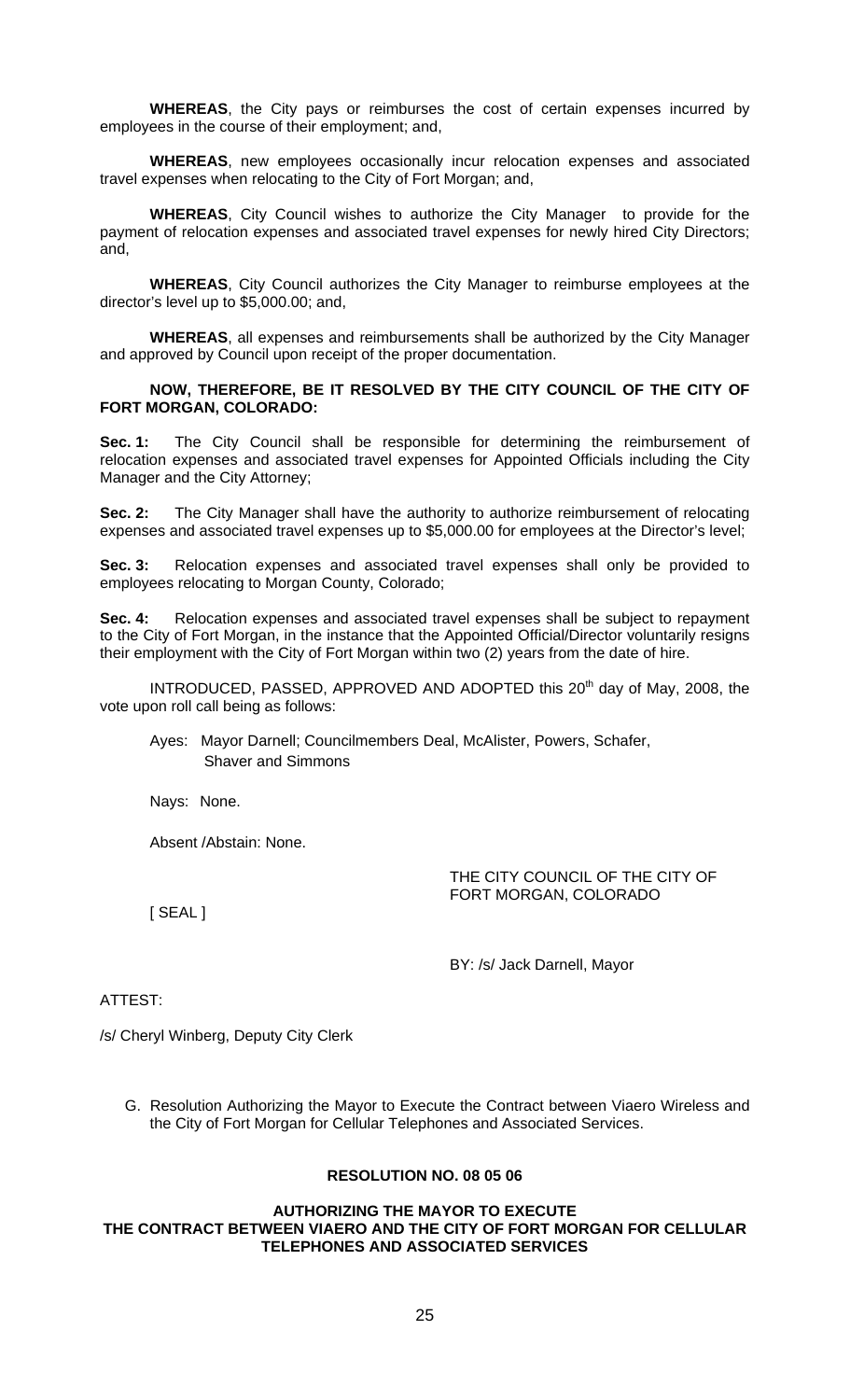**WHEREAS**, the City pays or reimburses the cost of certain expenses incurred by employees in the course of their employment; and,

**WHEREAS**, new employees occasionally incur relocation expenses and associated travel expenses when relocating to the City of Fort Morgan; and,

**WHEREAS**, City Council wishes to authorize the City Manager to provide for the payment of relocation expenses and associated travel expenses for newly hired City Directors; and,

**WHEREAS**, City Council authorizes the City Manager to reimburse employees at the director's level up to $5,000.00; and,

**WHEREAS**, all expenses and reimbursements shall be authorized by the City Manager and approved by Council upon receipt of the proper documentation.

**NOW, THEREFORE, BE IT RESOLVED BY THE CITY COUNCIL OF THE CITY OF FORT MORGAN, COLORADO:**

**Sec. 1:** The City Council shall be responsible for determining the reimbursement of relocation expenses and associated travel expenses for Appointed Officials including the City Manager and the City Attorney;

**Sec. 2:** The City Manager shall have the authority to authorize reimbursement of relocating expenses and associated travel expenses up to $5,000.00 for employees at the Director's level;

**Sec. 3:** Relocation expenses and associated travel expenses shall only be provided to employees relocating to Morgan County, Colorado;

**Sec. 4:** Relocation expenses and associated travel expenses shall be subject to repayment to the City of Fort Morgan, in the instance that the Appointed Official/Director voluntarily resigns their employment with the City of Fort Morgan within two (2) years from the date of hire.

INTRODUCED, PASSED, APPROVED AND ADOPTED this 20th day of May, 2008, the vote upon roll call being as follows:

Ayes: Mayor Darnell; Councilmembers Deal, McAlister, Powers, Schafer, Shaver and Simmons

Nays: None.

Absent /Abstain: None.

THE CITY COUNCIL OF THE CITY OF FORT MORGAN, COLORADO

[ SEAL ]

BY: /s/ Jack Darnell, Mayor

ATTEST:

/s/ Cheryl Winberg, Deputy City Clerk

G. Resolution Authorizing the Mayor to Execute the Contract between Viaero Wireless and the City of Fort Morgan for Cellular Telephones and Associated Services.

**RESOLUTION NO. 08 05 06**

**AUTHORIZING THE MAYOR TO EXECUTE THE CONTRACT BETWEEN VIAERO AND THE CITY OF FORT MORGAN FOR CELLULAR TELEPHONES AND ASSOCIATED SERVICES**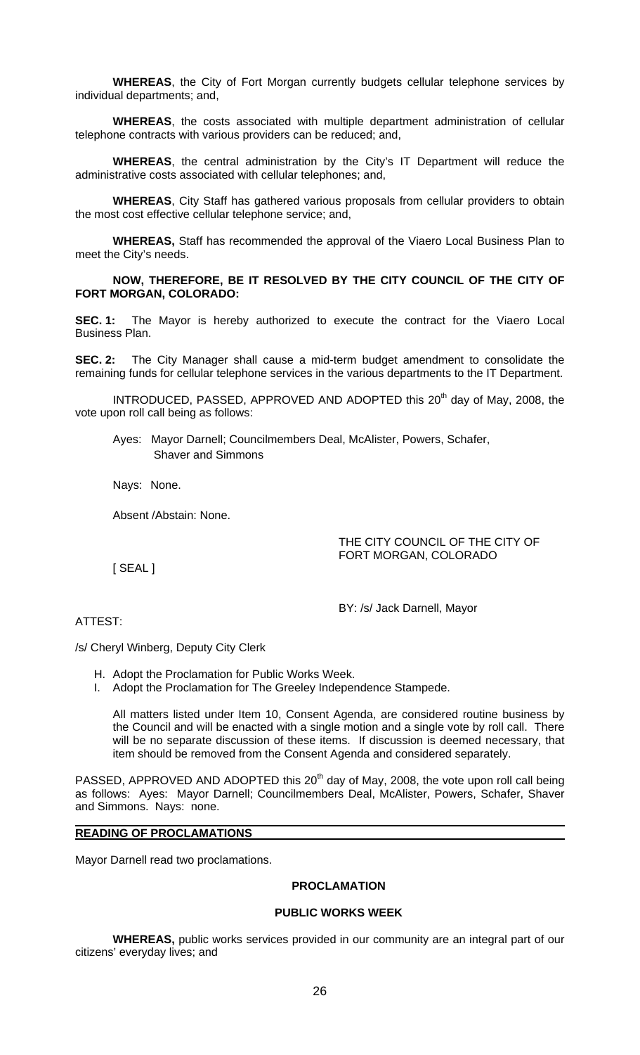**WHEREAS**, the City of Fort Morgan currently budgets cellular telephone services by individual departments; and,

**WHEREAS**, the costs associated with multiple department administration of cellular telephone contracts with various providers can be reduced; and,

**WHEREAS**, the central administration by the City's IT Department will reduce the administrative costs associated with cellular telephones; and,

**WHEREAS**, City Staff has gathered various proposals from cellular providers to obtain the most cost effective cellular telephone service; and,

**WHEREAS,** Staff has recommended the approval of the Viaero Local Business Plan to meet the City's needs.

**NOW, THEREFORE, BE IT RESOLVED BY THE CITY COUNCIL OF THE CITY OF FORT MORGAN, COLORADO:**

**SEC. 1:** The Mayor is hereby authorized to execute the contract for the Viaero Local Business Plan.

**SEC. 2:** The City Manager shall cause a mid-term budget amendment to consolidate the remaining funds for cellular telephone services in the various departments to the IT Department.

INTRODUCED, PASSED, APPROVED AND ADOPTED this 20th day of May, 2008, the vote upon roll call being as follows:

Ayes: Mayor Darnell; Councilmembers Deal, McAlister, Powers, Schafer, Shaver and Simmons

Nays: None.

Absent /Abstain: None.

THE CITY COUNCIL OF THE CITY OF FORT MORGAN, COLORADO

[ SEAL ]

BY: /s/ Jack Darnell, Mayor

ATTEST:

/s/ Cheryl Winberg, Deputy City Clerk

H. Adopt the Proclamation for Public Works Week.
I. Adopt the Proclamation for The Greeley Independence Stampede.

All matters listed under Item 10, Consent Agenda, are considered routine business by the Council and will be enacted with a single motion and a single vote by roll call. There will be no separate discussion of these items. If discussion is deemed necessary, that item should be removed from the Consent Agenda and considered separately.

PASSED, APPROVED AND ADOPTED this 20th day of May, 2008, the vote upon roll call being as follows: Ayes: Mayor Darnell; Councilmembers Deal, McAlister, Powers, Schafer, Shaver and Simmons. Nays: none.

## READING OF PROCLAMATIONS

Mayor Darnell read two proclamations.

### PROCLAMATION

### PUBLIC WORKS WEEK

**WHEREAS,** public works services provided in our community are an integral part of our citizens' everyday lives; and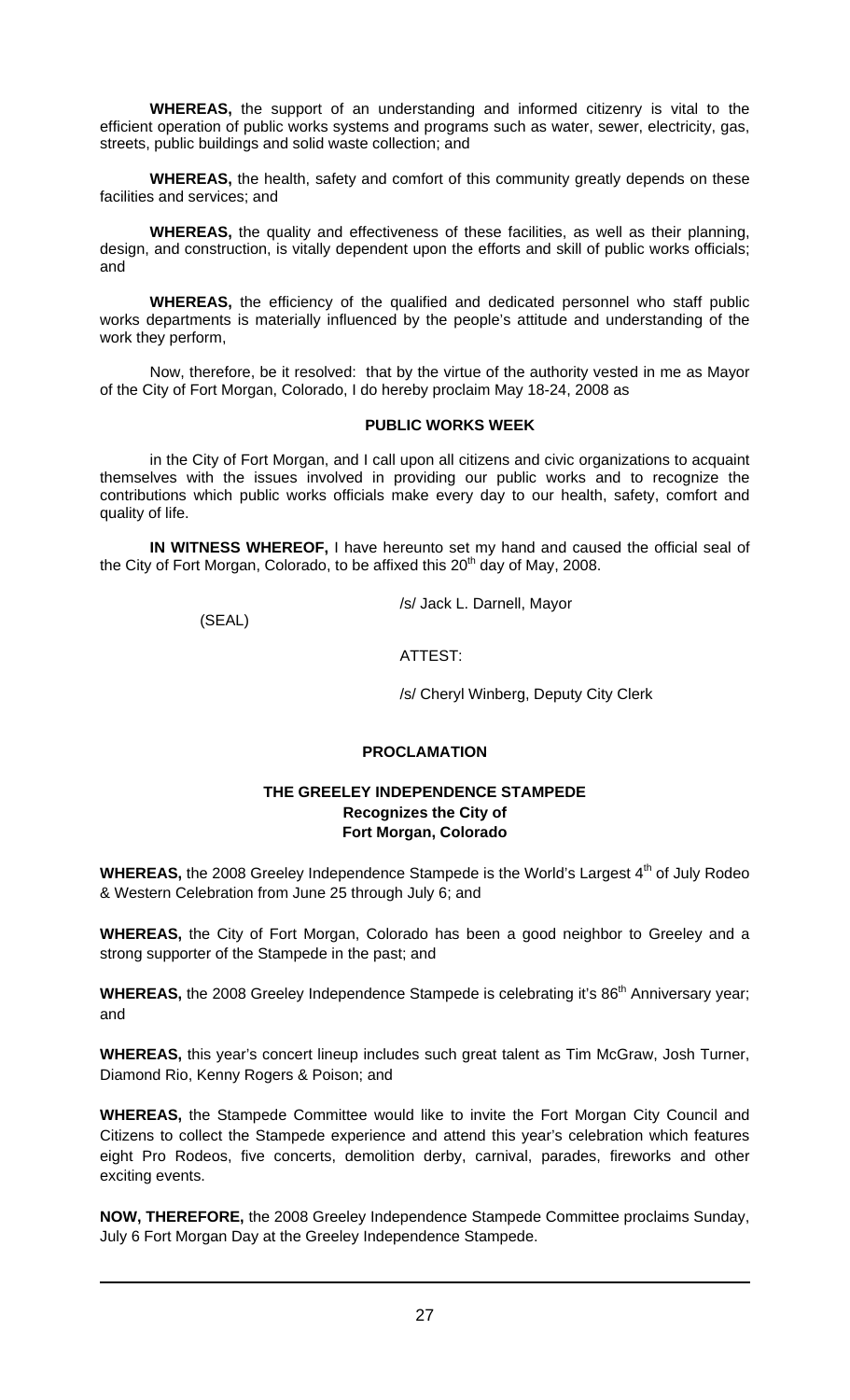**WHEREAS,** the support of an understanding and informed citizenry is vital to the efficient operation of public works systems and programs such as water, sewer, electricity, gas, streets, public buildings and solid waste collection; and

**WHEREAS,** the health, safety and comfort of this community greatly depends on these facilities and services; and

**WHEREAS,** the quality and effectiveness of these facilities, as well as their planning, design, and construction, is vitally dependent upon the efforts and skill of public works officials; and

**WHEREAS,** the efficiency of the qualified and dedicated personnel who staff public works departments is materially influenced by the people's attitude and understanding of the work they perform,

Now, therefore, be it resolved: that by the virtue of the authority vested in me as Mayor of the City of Fort Morgan, Colorado, I do hereby proclaim May 18-24, 2008 as

**PUBLIC WORKS WEEK**

in the City of Fort Morgan, and I call upon all citizens and civic organizations to acquaint themselves with the issues involved in providing our public works and to recognize the contributions which public works officials make every day to our health, safety, comfort and quality of life.

**IN WITNESS WHEREOF,** I have hereunto set my hand and caused the official seal of the City of Fort Morgan, Colorado, to be affixed this 20th day of May, 2008.

/s/ Jack L. Darnell, Mayor

(SEAL)

ATTEST:

/s/ Cheryl Winberg, Deputy City Clerk

## PROCLAMATION

### THE GREELEY INDEPENDENCE STAMPEDE
**Recognizes the City of**
**Fort Morgan, Colorado**

**WHEREAS,** the 2008 Greeley Independence Stampede is the World's Largest 4th of July Rodeo & Western Celebration from June 25 through July 6; and

**WHEREAS,** the City of Fort Morgan, Colorado has been a good neighbor to Greeley and a strong supporter of the Stampede in the past; and

**WHEREAS,** the 2008 Greeley Independence Stampede is celebrating it's 86th Anniversary year; and

**WHEREAS,** this year's concert lineup includes such great talent as Tim McGraw, Josh Turner, Diamond Rio, Kenny Rogers & Poison; and

**WHEREAS,** the Stampede Committee would like to invite the Fort Morgan City Council and Citizens to collect the Stampede experience and attend this year's celebration which features eight Pro Rodeos, five concerts, demolition derby, carnival, parades, fireworks and other exciting events.

**NOW, THEREFORE,** the 2008 Greeley Independence Stampede Committee proclaims Sunday, July 6 Fort Morgan Day at the Greeley Independence Stampede.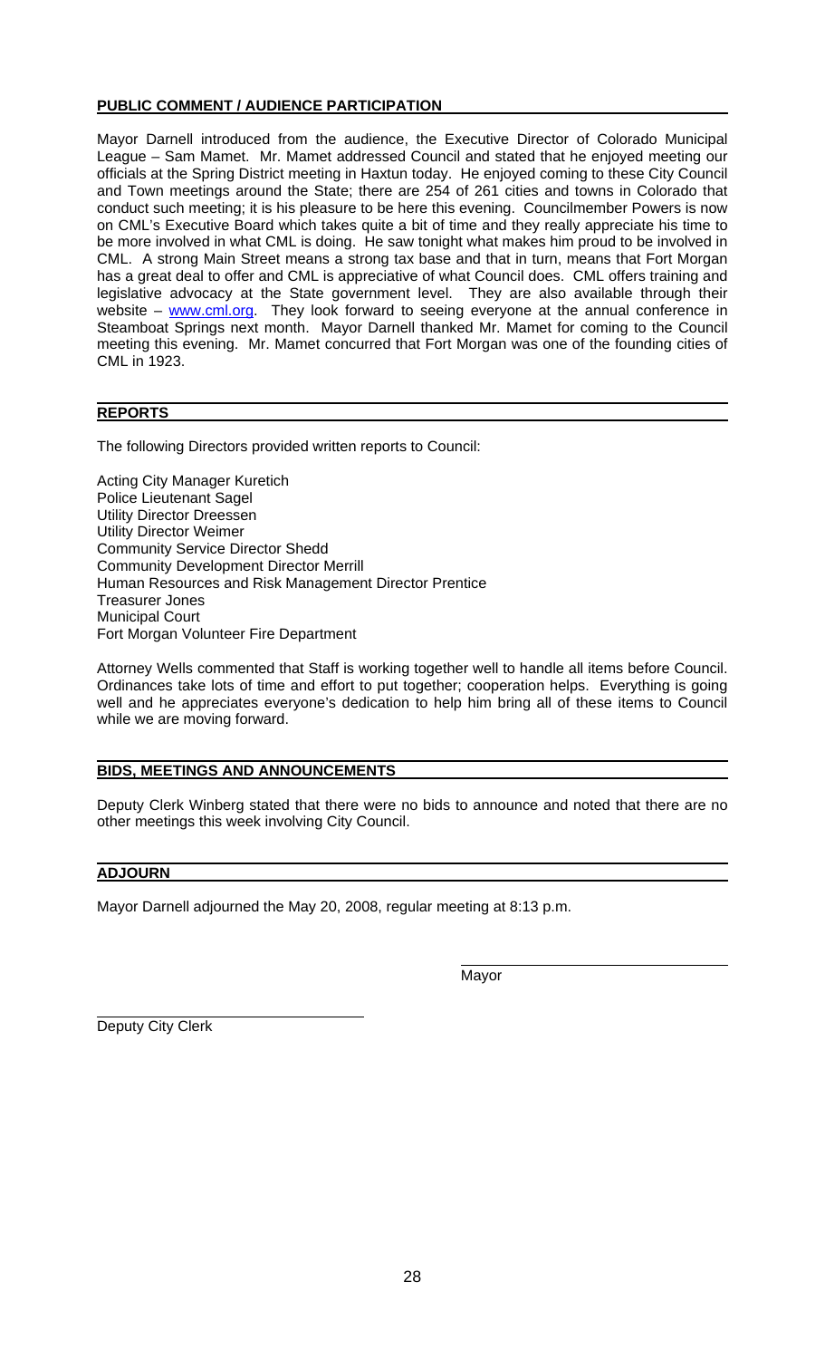**PUBLIC COMMENT / AUDIENCE PARTICIPATION**

Mayor Darnell introduced from the audience, the Executive Director of Colorado Municipal League – Sam Mamet. Mr. Mamet addressed Council and stated that he enjoyed meeting our officials at the Spring District meeting in Haxtun today. He enjoyed coming to these City Council and Town meetings around the State; there are 254 of 261 cities and towns in Colorado that conduct such meeting; it is his pleasure to be here this evening. Councilmember Powers is now on CML's Executive Board which takes quite a bit of time and they really appreciate his time to be more involved in what CML is doing. He saw tonight what makes him proud to be involved in CML. A strong Main Street means a strong tax base and that in turn, means that Fort Morgan has a great deal to offer and CML is appreciative of what Council does. CML offers training and legislative advocacy at the State government level. They are also available through their website – www.cml.org. They look forward to seeing everyone at the annual conference in Steamboat Springs next month. Mayor Darnell thanked Mr. Mamet for coming to the Council meeting this evening. Mr. Mamet concurred that Fort Morgan was one of the founding cities of CML in 1923.

**REPORTS**

The following Directors provided written reports to Council:

Acting City Manager Kuretich
Police Lieutenant Sagel
Utility Director Dreessen
Utility Director Weimer
Community Service Director Shedd
Community Development Director Merrill
Human Resources and Risk Management Director Prentice
Treasurer Jones
Municipal Court
Fort Morgan Volunteer Fire Department

Attorney Wells commented that Staff is working together well to handle all items before Council. Ordinances take lots of time and effort to put together; cooperation helps. Everything is going well and he appreciates everyone's dedication to help him bring all of these items to Council while we are moving forward.

**BIDS, MEETINGS AND ANNOUNCEMENTS**

Deputy Clerk Winberg stated that there were no bids to announce and noted that there are no other meetings this week involving City Council.

**ADJOURN**

Mayor Darnell adjourned the May 20, 2008, regular meeting at 8:13 p.m.

Mayor

Deputy City Clerk